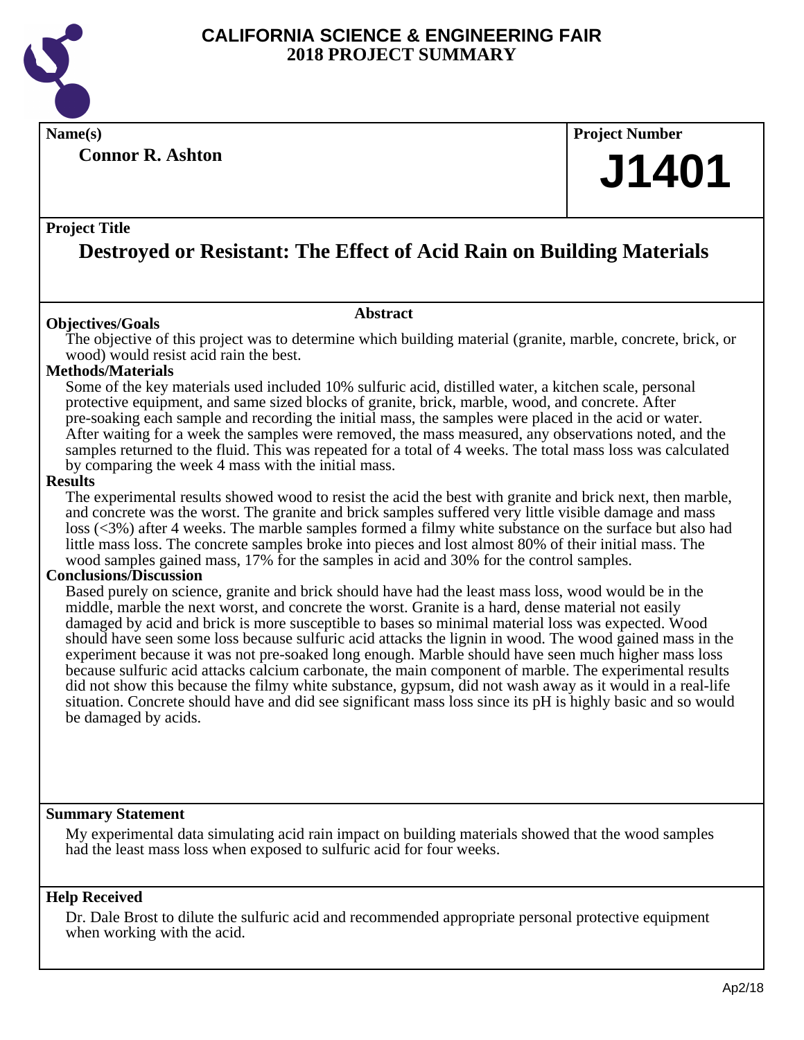# CALIFORNIA SCIENCE & ENGINEERING FAIR
## 2018 PROJECT SUMMARY

**Name(s)**

**Connor R. Ashton**

**Project Number**

**J1401**

**Project Title**

## Destroyed or Resistant: The Effect of Acid Rain on Building Materials

### Abstract

**Objectives/Goals**

The objective of this project was to determine which building material (granite, marble, concrete, brick, or wood) would resist acid rain the best.

**Methods/Materials**

Some of the key materials used included 10% sulfuric acid, distilled water, a kitchen scale, personal protective equipment, and same sized blocks of granite, brick, marble, wood, and concrete. After pre-soaking each sample and recording the initial mass, the samples were placed in the acid or water. After waiting for a week the samples were removed, the mass measured, any observations noted, and the samples returned to the fluid. This was repeated for a total of 4 weeks. The total mass loss was calculated by comparing the week 4 mass with the initial mass.

**Results**

The experimental results showed wood to resist the acid the best with granite and brick next, then marble, and concrete was the worst. The granite and brick samples suffered very little visible damage and mass loss (<3%) after 4 weeks. The marble samples formed a filmy white substance on the surface but also had little mass loss. The concrete samples broke into pieces and lost almost 80% of their initial mass. The wood samples gained mass, 17% for the samples in acid and 30% for the control samples.

**Conclusions/Discussion**

Based purely on science, granite and brick should have had the least mass loss, wood would be in the middle, marble the next worst, and concrete the worst. Granite is a hard, dense material not easily damaged by acid and brick is more susceptible to bases so minimal material loss was expected. Wood should have seen some loss because sulfuric acid attacks the lignin in wood. The wood gained mass in the experiment because it was not pre-soaked long enough. Marble should have seen much higher mass loss because sulfuric acid attacks calcium carbonate, the main component of marble. The experimental results did not show this because the filmy white substance, gypsum, did not wash away as it would in a real-life situation. Concrete should have and did see significant mass loss since its pH is highly basic and so would be damaged by acids.

**Summary Statement**

My experimental data simulating acid rain impact on building materials showed that the wood samples had the least mass loss when exposed to sulfuric acid for four weeks.

**Help Received**

Dr. Dale Brost to dilute the sulfuric acid and recommended appropriate personal protective equipment when working with the acid.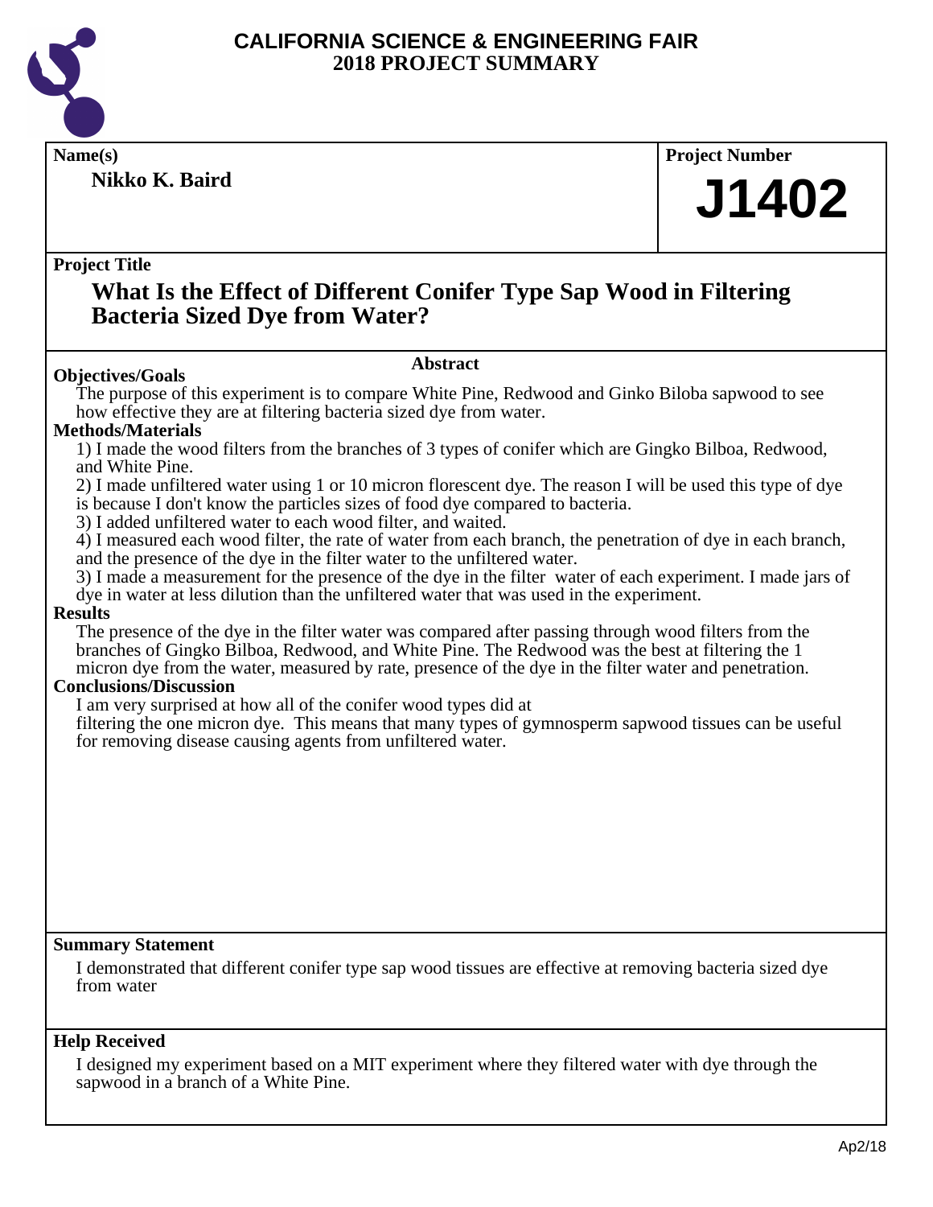# CALIFORNIA SCIENCE & ENGINEERING FAIR
# 2018 PROJECT SUMMARY

**Name(s)**

**Nikko K. Baird**

**Project Number**

**J1402**

**Project Title**

## What Is the Effect of Different Conifer Type Sap Wood in Filtering Bacteria Sized Dye from Water?

### Abstract

**Objectives/Goals**

The purpose of this experiment is to compare White Pine, Redwood and Ginko Biloba sapwood to see how effective they are at filtering bacteria sized dye from water.

**Methods/Materials**

1) I made the wood filters from the branches of 3 types of conifer which are Gingko Bilboa, Redwood, and White Pine.
2) I made unfiltered water using 1 or 10 micron florescent dye. The reason I will be used this type of dye is because I don't know the particles sizes of food dye compared to bacteria.
3) I added unfiltered water to each wood filter, and waited.
4) I measured each wood filter, the rate of water from each branch, the penetration of dye in each branch, and the presence of the dye in the filter water to the unfiltered water.
3) I made a measurement for the presence of the dye in the filter water of each experiment. I made jars of dye in water at less dilution than the unfiltered water that was used in the experiment.

**Results**

The presence of the dye in the filter water was compared after passing through wood filters from the branches of Gingko Bilboa, Redwood, and White Pine. The Redwood was the best at filtering the 1 micron dye from the water, measured by rate, presence of the dye in the filter water and penetration.

**Conclusions/Discussion**

I am very surprised at how all of the conifer wood types did at filtering the one micron dye. This means that many types of gymnosperm sapwood tissues can be useful for removing disease causing agents from unfiltered water.

**Summary Statement**

I demonstrated that different conifer type sap wood tissues are effective at removing bacteria sized dye from water

**Help Received**

I designed my experiment based on a MIT experiment where they filtered water with dye through the sapwood in a branch of a White Pine.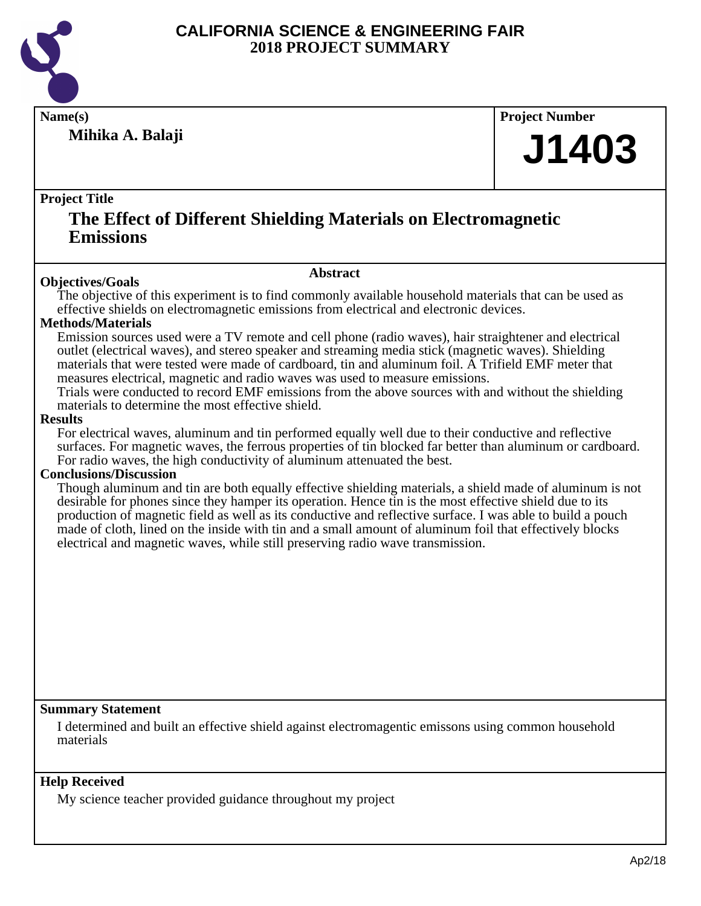# CALIFORNIA SCIENCE & ENGINEERING FAIR
## 2018 PROJECT SUMMARY

**Name(s)**

**Mihika A. Balaji**

**Project Number**

# J1403

**Project Title**

## The Effect of Different Shielding Materials on Electromagnetic Emissions

### Abstract

**Objectives/Goals**

The objective of this experiment is to find commonly available household materials that can be used as effective shields on electromagnetic emissions from electrical and electronic devices.

**Methods/Materials**

Emission sources used were a TV remote and cell phone (radio waves), hair straightener and electrical outlet (electrical waves), and stereo speaker and streaming media stick (magnetic waves). Shielding materials that were tested were made of cardboard, tin and aluminum foil. A Trifield EMF meter that measures electrical, magnetic and radio waves was used to measure emissions.

Trials were conducted to record EMF emissions from the above sources with and without the shielding materials to determine the most effective shield.

**Results**

For electrical waves, aluminum and tin performed equally well due to their conductive and reflective surfaces. For magnetic waves, the ferrous properties of tin blocked far better than aluminum or cardboard. For radio waves, the high conductivity of aluminum attenuated the best.

**Conclusions/Discussion**

Though aluminum and tin are both equally effective shielding materials, a shield made of aluminum is not desirable for phones since they hamper its operation. Hence tin is the most effective shield due to its production of magnetic field as well as its conductive and reflective surface. I was able to build a pouch made of cloth, lined on the inside with tin and a small amount of aluminum foil that effectively blocks electrical and magnetic waves, while still preserving radio wave transmission.

**Summary Statement**

I determined and built an effective shield against electromagentic emissons using common household materials

**Help Received**

My science teacher provided guidance throughout my project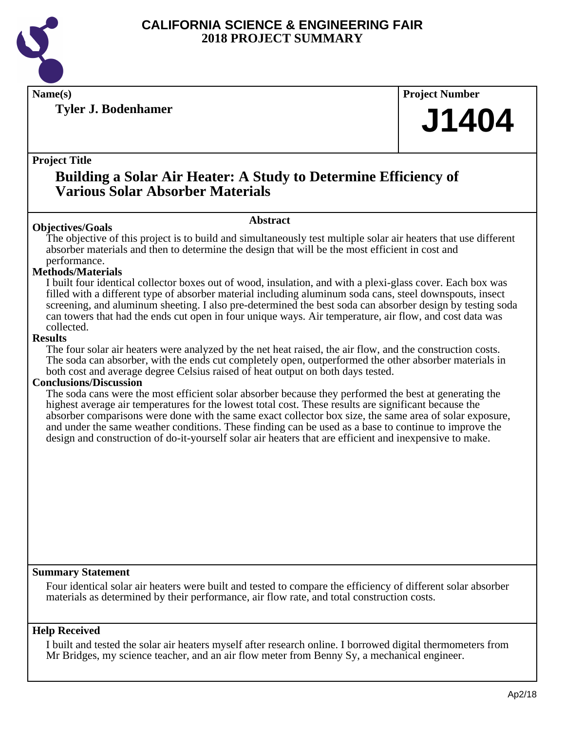# CALIFORNIA SCIENCE & ENGINEERING FAIR
## 2018 PROJECT SUMMARY

**Name(s)**

**Tyler J. Bodenhamer**

**Project Number**

**J1404**

**Project Title**

## Building a Solar Air Heater: A Study to Determine Efficiency of Various Solar Absorber Materials

### Abstract

**Objectives/Goals**

The objective of this project is to build and simultaneously test multiple solar air heaters that use different absorber materials and then to determine the design that will be the most efficient in cost and performance.

**Methods/Materials**

I built four identical collector boxes out of wood, insulation, and with a plexi-glass cover. Each box was filled with a different type of absorber material including aluminum soda cans, steel downspouts, insect screening, and aluminum sheeting. I also pre-determined the best soda can absorber design by testing soda can towers that had the ends cut open in four unique ways. Air temperature, air flow, and cost data was collected.

**Results**

The four solar air heaters were analyzed by the net heat raised, the air flow, and the construction costs. The soda can absorber, with the ends cut completely open, outperformed the other absorber materials in both cost and average degree Celsius raised of heat output on both days tested.

**Conclusions/Discussion**

The soda cans were the most efficient solar absorber because they performed the best at generating the highest average air temperatures for the lowest total cost. These results are significant because the absorber comparisons were done with the same exact collector box size, the same area of solar exposure, and under the same weather conditions. These finding can be used as a base to continue to improve the design and construction of do-it-yourself solar air heaters that are efficient and inexpensive to make.

**Summary Statement**

Four identical solar air heaters were built and tested to compare the efficiency of different solar absorber materials as determined by their performance, air flow rate, and total construction costs.

**Help Received**

I built and tested the solar air heaters myself after research online. I borrowed digital thermometers from Mr Bridges, my science teacher, and an air flow meter from Benny Sy, a mechanical engineer.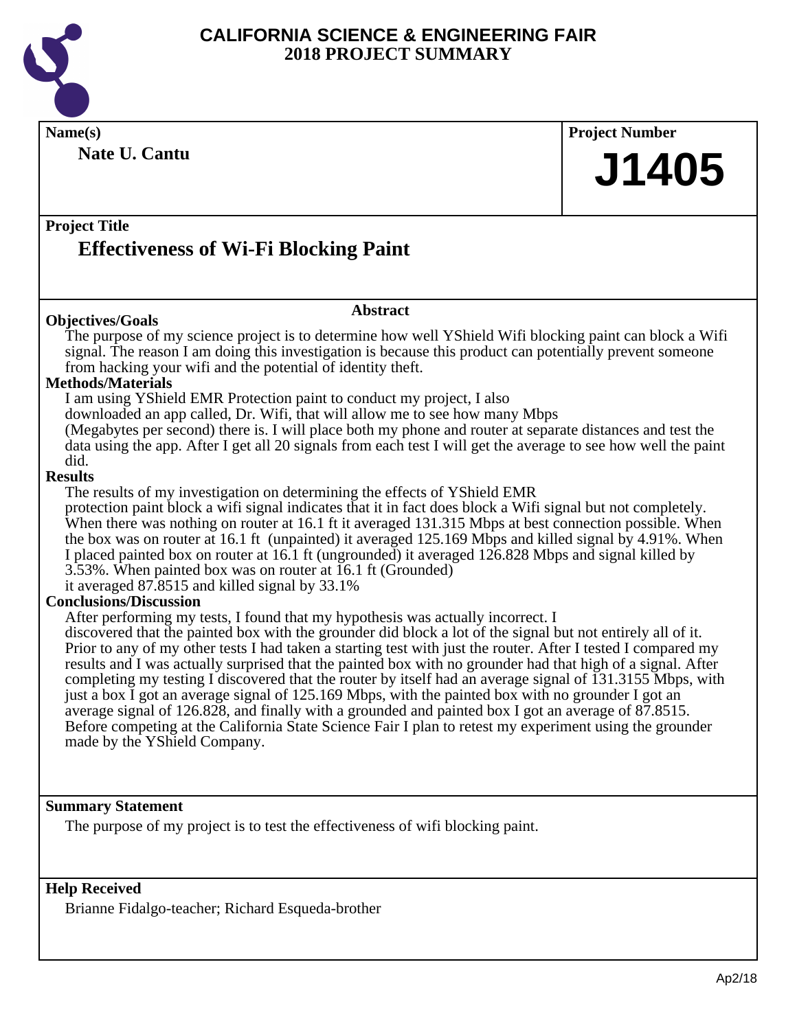# CALIFORNIA SCIENCE & ENGINEERING FAIR
## 2018 PROJECT SUMMARY

**Name(s)**

**Nate U. Cantu**

**Project Number**

**J1405**

**Project Title**

## Effectiveness of Wi-Fi Blocking Paint

**Abstract**

**Objectives/Goals**

The purpose of my science project is to determine how well YShield Wifi blocking paint can block a Wifi signal. The reason I am doing this investigation is because this product can potentially prevent someone from hacking your wifi and the potential of identity theft.

**Methods/Materials**

I am using YShield EMR Protection paint to conduct my project, I also downloaded an app called, Dr. Wifi, that will allow me to see how many Mbps (Megabytes per second) there is. I will place both my phone and router at separate distances and test the data using the app. After I get all 20 signals from each test I will get the average to see how well the paint did.

**Results**

The results of my investigation on determining the effects of YShield EMR protection paint block a wifi signal indicates that it in fact does block a Wifi signal but not completely. When there was nothing on router at 16.1 ft it averaged 131.315 Mbps at best connection possible. When the box was on router at 16.1 ft (unpainted) it averaged 125.169 Mbps and killed signal by 4.91%. When I placed painted box on router at 16.1 ft (ungrounded) it averaged 126.828 Mbps and signal killed by 3.53%. When painted box was on router at 16.1 ft (Grounded) it averaged 87.8515 and killed signal by 33.1%

**Conclusions/Discussion**

After performing my tests, I found that my hypothesis was actually incorrect. I discovered that the painted box with the grounder did block a lot of the signal but not entirely all of it. Prior to any of my other tests I had taken a starting test with just the router. After I tested I compared my results and I was actually surprised that the painted box with no grounder had that high of a signal. After completing my testing I discovered that the router by itself had an average signal of 131.3155 Mbps, with just a box I got an average signal of 125.169 Mbps, with the painted box with no grounder I got an average signal of 126.828, and finally with a grounded and painted box I got an average of 87.8515. Before competing at the California State Science Fair I plan to retest my experiment using the grounder made by the YShield Company.

**Summary Statement**

The purpose of my project is to test the effectiveness of wifi blocking paint.

**Help Received**

Brianne Fidalgo-teacher; Richard Esqueda-brother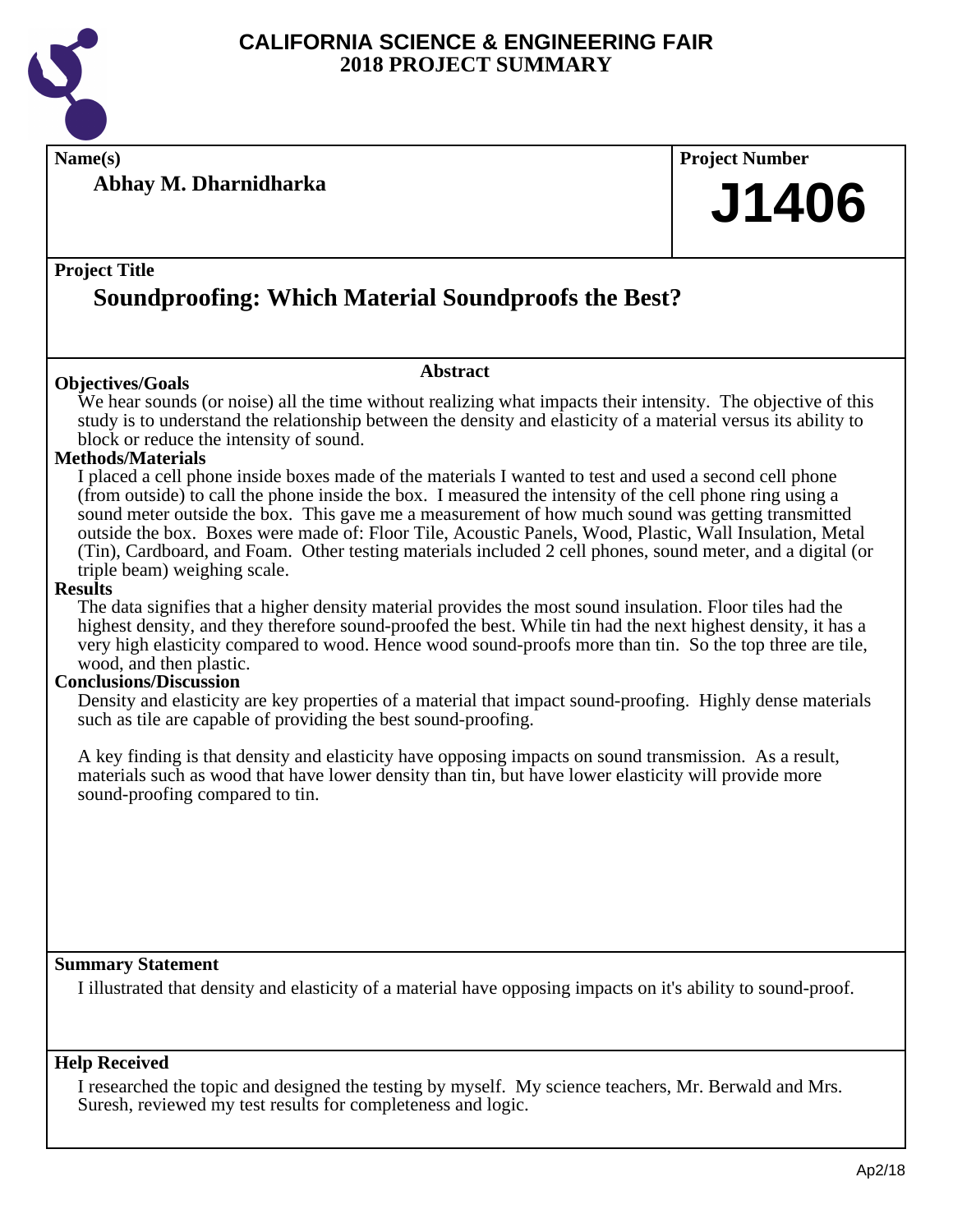# CALIFORNIA SCIENCE & ENGINEERING FAIR
## 2018 PROJECT SUMMARY

**Name(s)**

**Abhay M. Dharnidharka**

**Project Number**

**J1406**

**Project Title**

## Soundproofing: Which Material Soundproofs the Best?

### Abstract

**Objectives/Goals**

We hear sounds (or noise) all the time without realizing what impacts their intensity. The objective of this study is to understand the relationship between the density and elasticity of a material versus its ability to block or reduce the intensity of sound.

**Methods/Materials**

I placed a cell phone inside boxes made of the materials I wanted to test and used a second cell phone (from outside) to call the phone inside the box. I measured the intensity of the cell phone ring using a sound meter outside the box. This gave me a measurement of how much sound was getting transmitted outside the box. Boxes were made of: Floor Tile, Acoustic Panels, Wood, Plastic, Wall Insulation, Metal (Tin), Cardboard, and Foam. Other testing materials included 2 cell phones, sound meter, and a digital (or triple beam) weighing scale.

**Results**

The data signifies that a higher density material provides the most sound insulation. Floor tiles had the highest density, and they therefore sound-proofed the best. While tin had the next highest density, it has a very high elasticity compared to wood. Hence wood sound-proofs more than tin. So the top three are tile, wood, and then plastic.

**Conclusions/Discussion**

Density and elasticity are key properties of a material that impact sound-proofing. Highly dense materials such as tile are capable of providing the best sound-proofing.

A key finding is that density and elasticity have opposing impacts on sound transmission. As a result, materials such as wood that have lower density than tin, but have lower elasticity will provide more sound-proofing compared to tin.

**Summary Statement**

I illustrated that density and elasticity of a material have opposing impacts on it's ability to sound-proof.

**Help Received**

I researched the topic and designed the testing by myself. My science teachers, Mr. Berwald and Mrs. Suresh, reviewed my test results for completeness and logic.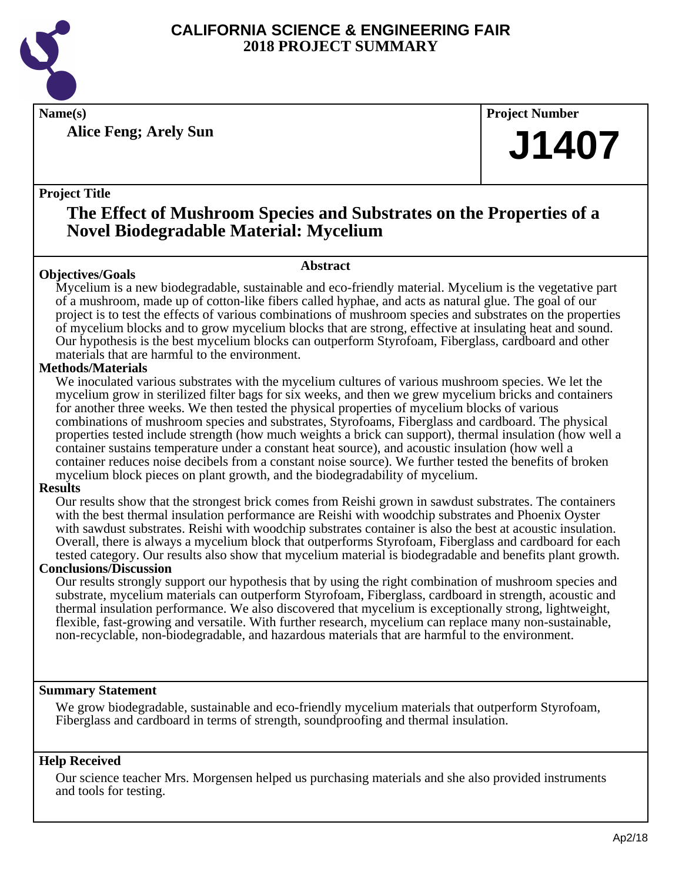# CALIFORNIA SCIENCE & ENGINEERING FAIR
## 2018 PROJECT SUMMARY

**Name(s)**

**Alice Feng; Arely Sun**

**Project Number**

# J1407

**Project Title**

## The Effect of Mushroom Species and Substrates on the Properties of a Novel Biodegradable Material: Mycelium

**Abstract**

**Objectives/Goals**

Mycelium is a new biodegradable, sustainable and eco-friendly material. Mycelium is the vegetative part of a mushroom, made up of cotton-like fibers called hyphae, and acts as natural glue. The goal of our project is to test the effects of various combinations of mushroom species and substrates on the properties of mycelium blocks and to grow mycelium blocks that are strong, effective at insulating heat and sound. Our hypothesis is the best mycelium blocks can outperform Styrofoam, Fiberglass, cardboard and other materials that are harmful to the environment.

**Methods/Materials**

We inoculated various substrates with the mycelium cultures of various mushroom species. We let the mycelium grow in sterilized filter bags for six weeks, and then we grew mycelium bricks and containers for another three weeks. We then tested the physical properties of mycelium blocks of various combinations of mushroom species and substrates, Styrofoams, Fiberglass and cardboard. The physical properties tested include strength (how much weights a brick can support), thermal insulation (how well a container sustains temperature under a constant heat source), and acoustic insulation (how well a container reduces noise decibels from a constant noise source). We further tested the benefits of broken mycelium block pieces on plant growth, and the biodegradability of mycelium.

**Results**

Our results show that the strongest brick comes from Reishi grown in sawdust substrates. The containers with the best thermal insulation performance are Reishi with woodchip substrates and Phoenix Oyster with sawdust substrates. Reishi with woodchip substrates container is also the best at acoustic insulation. Overall, there is always a mycelium block that outperforms Styrofoam, Fiberglass and cardboard for each tested category. Our results also show that mycelium material is biodegradable and benefits plant growth.

**Conclusions/Discussion**

Our results strongly support our hypothesis that by using the right combination of mushroom species and substrate, mycelium materials can outperform Styrofoam, Fiberglass, cardboard in strength, acoustic and thermal insulation performance. We also discovered that mycelium is exceptionally strong, lightweight, flexible, fast-growing and versatile. With further research, mycelium can replace many non-sustainable, non-recyclable, non-biodegradable, and hazardous materials that are harmful to the environment.

**Summary Statement**

We grow biodegradable, sustainable and eco-friendly mycelium materials that outperform Styrofoam, Fiberglass and cardboard in terms of strength, soundproofing and thermal insulation.

**Help Received**

Our science teacher Mrs. Morgensen helped us purchasing materials and she also provided instruments and tools for testing.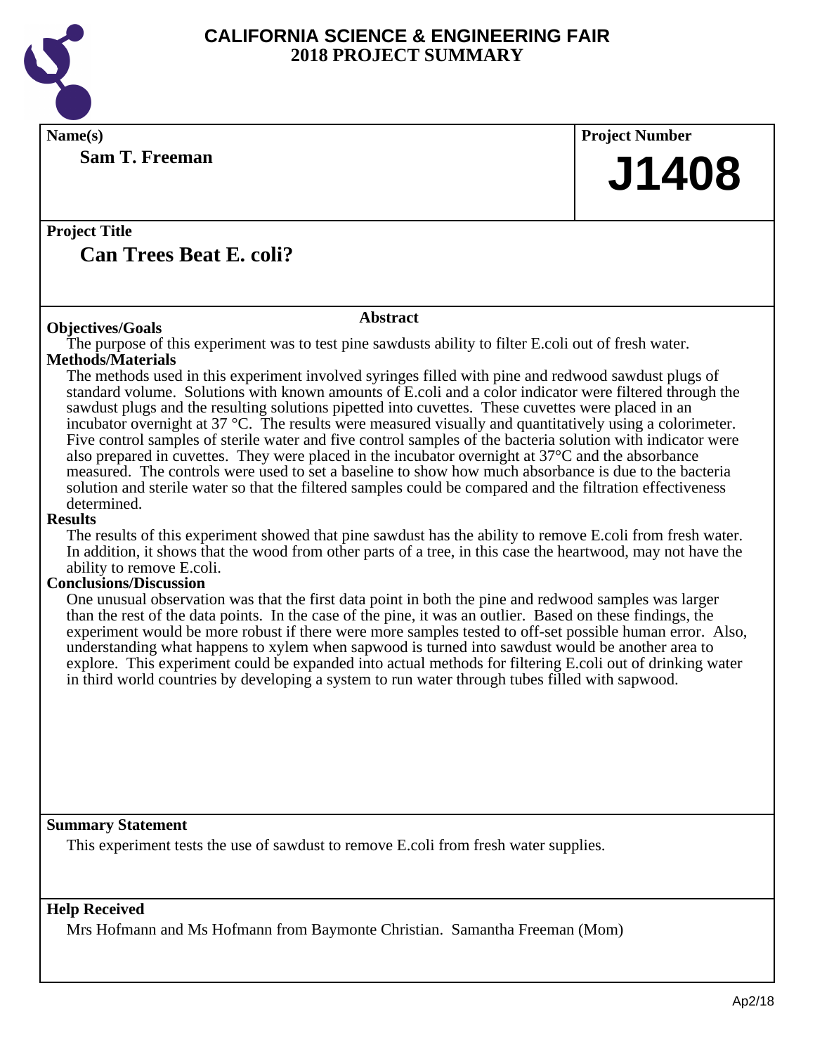# CALIFORNIA SCIENCE & ENGINEERING FAIR
## 2018 PROJECT SUMMARY

**Name(s)**

**Sam T. Freeman**

**Project Number**

**J1408**

**Project Title**

**Can Trees Beat E. coli?**

### Abstract

**Objectives/Goals**

The purpose of this experiment was to test pine sawdusts ability to filter E.coli out of fresh water.

**Methods/Materials**

The methods used in this experiment involved syringes filled with pine and redwood sawdust plugs of standard volume. Solutions with known amounts of E.coli and a color indicator were filtered through the sawdust plugs and the resulting solutions pipetted into cuvettes. These cuvettes were placed in an incubator overnight at 37 °C. The results were measured visually and quantitatively using a colorimeter. Five control samples of sterile water and five control samples of the bacteria solution with indicator were also prepared in cuvettes. They were placed in the incubator overnight at 37°C and the absorbance measured. The controls were used to set a baseline to show how much absorbance is due to the bacteria solution and sterile water so that the filtered samples could be compared and the filtration effectiveness determined.

**Results**

The results of this experiment showed that pine sawdust has the ability to remove E.coli from fresh water. In addition, it shows that the wood from other parts of a tree, in this case the heartwood, may not have the ability to remove E.coli.

**Conclusions/Discussion**

One unusual observation was that the first data point in both the pine and redwood samples was larger than the rest of the data points. In the case of the pine, it was an outlier. Based on these findings, the experiment would be more robust if there were more samples tested to off-set possible human error. Also, understanding what happens to xylem when sapwood is turned into sawdust would be another area to explore. This experiment could be expanded into actual methods for filtering E.coli out of drinking water in third world countries by developing a system to run water through tubes filled with sapwood.

**Summary Statement**

This experiment tests the use of sawdust to remove E.coli from fresh water supplies.

**Help Received**

Mrs Hofmann and Ms Hofmann from Baymonte Christian. Samantha Freeman (Mom)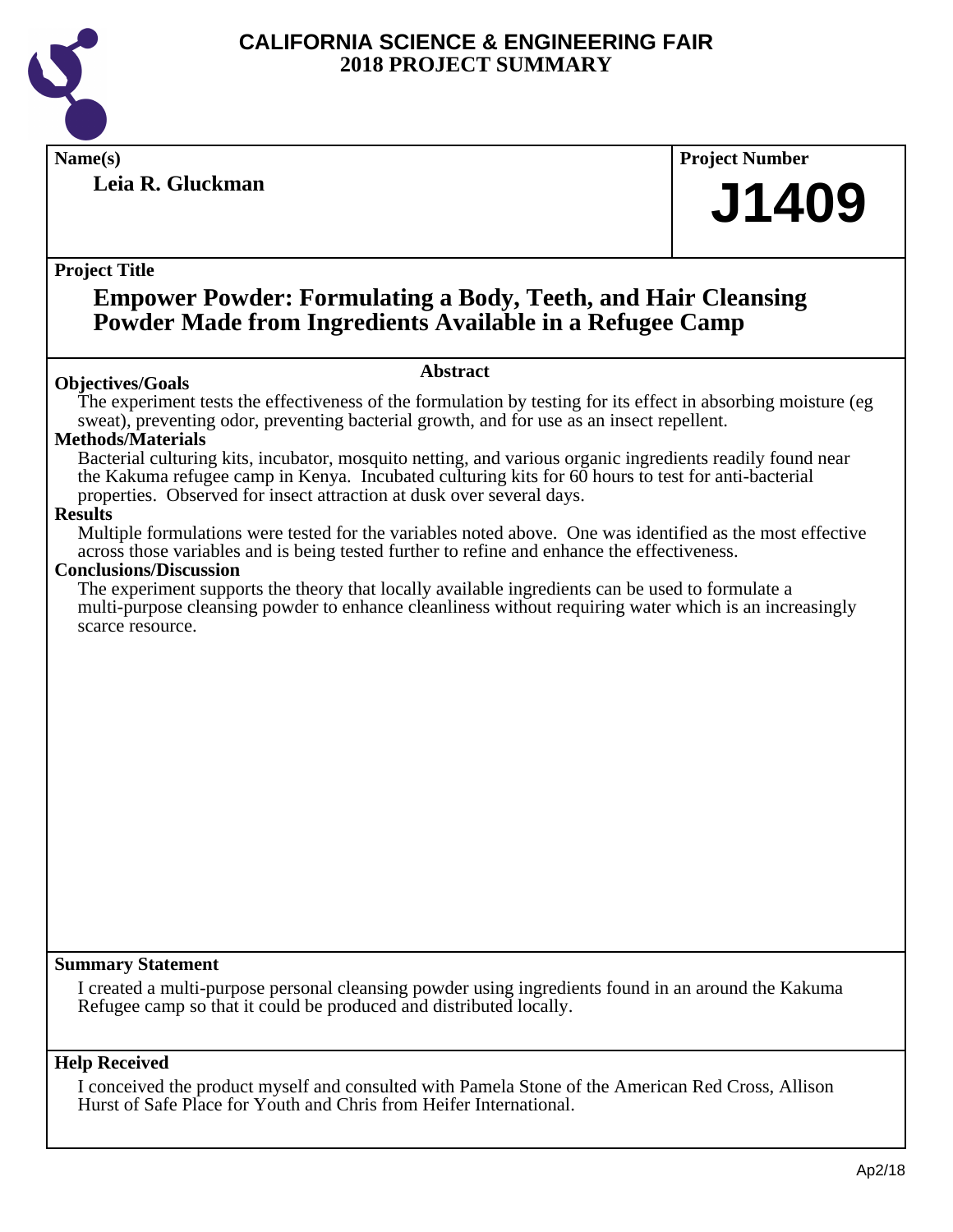# CALIFORNIA SCIENCE & ENGINEERING FAIR
## 2018 PROJECT SUMMARY

**Name(s)**

**Leia R. Gluckman**

**Project Number**

**J1409**

**Project Title**

## Empower Powder: Formulating a Body, Teeth, and Hair Cleansing Powder Made from Ingredients Available in a Refugee Camp

### Abstract

**Objectives/Goals**

The experiment tests the effectiveness of the formulation by testing for its effect in absorbing moisture (eg sweat), preventing odor, preventing bacterial growth, and for use as an insect repellent.

**Methods/Materials**

Bacterial culturing kits, incubator, mosquito netting, and various organic ingredients readily found near the Kakuma refugee camp in Kenya. Incubated culturing kits for 60 hours to test for anti-bacterial properties. Observed for insect attraction at dusk over several days.

**Results**

Multiple formulations were tested for the variables noted above. One was identified as the most effective across those variables and is being tested further to refine and enhance the effectiveness.

**Conclusions/Discussion**

The experiment supports the theory that locally available ingredients can be used to formulate a multi-purpose cleansing powder to enhance cleanliness without requiring water which is an increasingly scarce resource.

**Summary Statement**

I created a multi-purpose personal cleansing powder using ingredients found in an around the Kakuma Refugee camp so that it could be produced and distributed locally.

**Help Received**

I conceived the product myself and consulted with Pamela Stone of the American Red Cross, Allison Hurst of Safe Place for Youth and Chris from Heifer International.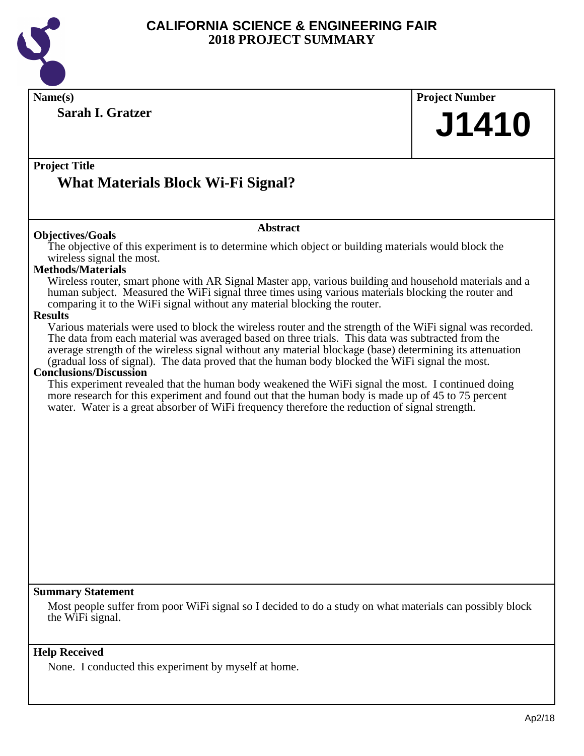# CALIFORNIA SCIENCE & ENGINEERING FAIR
## 2018 PROJECT SUMMARY

**Name(s)**

**Sarah I. Gratzer**

**Project Number**

**J1410**

**Project Title**

## What Materials Block Wi-Fi Signal?

### Abstract

**Objectives/Goals**

The objective of this experiment is to determine which object or building materials would block the wireless signal the most.

**Methods/Materials**

Wireless router, smart phone with AR Signal Master app, various building and household materials and a human subject. Measured the WiFi signal three times using various materials blocking the router and comparing it to the WiFi signal without any material blocking the router.

**Results**

Various materials were used to block the wireless router and the strength of the WiFi signal was recorded. The data from each material was averaged based on three trials. This data was subtracted from the average strength of the wireless signal without any material blockage (base) determining its attenuation (gradual loss of signal). The data proved that the human body blocked the WiFi signal the most.

**Conclusions/Discussion**

This experiment revealed that the human body weakened the WiFi signal the most. I continued doing more research for this experiment and found out that the human body is made up of 45 to 75 percent water. Water is a great absorber of WiFi frequency therefore the reduction of signal strength.

**Summary Statement**

Most people suffer from poor WiFi signal so I decided to do a study on what materials can possibly block the WiFi signal.

**Help Received**

None. I conducted this experiment by myself at home.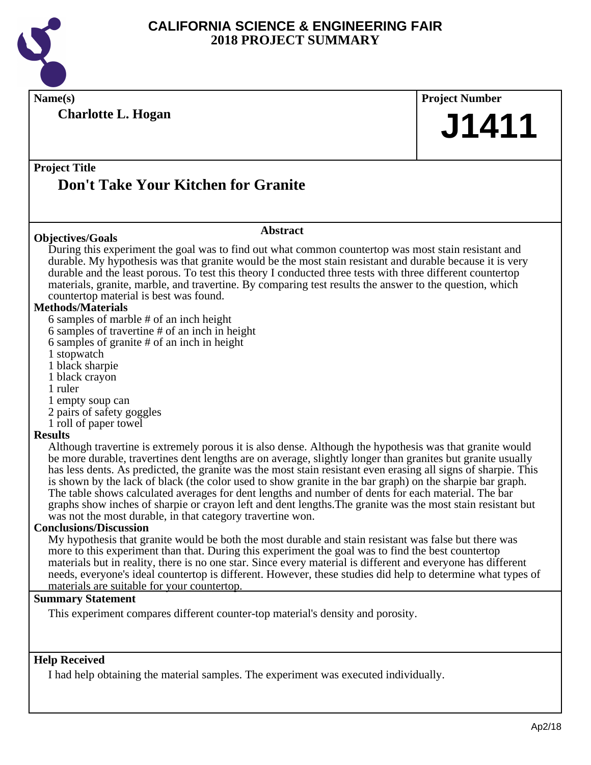# CALIFORNIA SCIENCE & ENGINEERING FAIR
# 2018 PROJECT SUMMARY

**Name(s)**

**Charlotte L. Hogan**

**Project Number**

**J1411**

**Project Title**

## Don't Take Your Kitchen for Granite

### Abstract

**Objectives/Goals**

During this experiment the goal was to find out what common countertop was most stain resistant and durable. My hypothesis was that granite would be the most stain resistant and durable because it is very durable and the least porous. To test this theory I conducted three tests with three different countertop materials, granite, marble, and travertine. By comparing test results the answer to the question, which countertop material is best was found.

**Methods/Materials**

6 samples of marble # of an inch height
6 samples of travertine # of an inch in height
6 samples of granite # of an inch in height
1 stopwatch
1 black sharpie
1 black crayon
1 ruler
1 empty soup can
2 pairs of safety goggles
1 roll of paper towel

**Results**

Although travertine is extremely porous it is also dense. Although the hypothesis was that granite would be more durable, travertines dent lengths are on average, slightly longer than granites but granite usually has less dents. As predicted, the granite was the most stain resistant even erasing all signs of sharpie. This is shown by the lack of black (the color used to show granite in the bar graph) on the sharpie bar graph. The table shows calculated averages for dent lengths and number of dents for each material. The bar graphs show inches of sharpie or crayon left and dent lengths.The granite was the most stain resistant but was not the most durable, in that category travertine won.

**Conclusions/Discussion**

My hypothesis that granite would be both the most durable and stain resistant was false but there was more to this experiment than that. During this experiment the goal was to find the best countertop materials but in reality, there is no one star. Since every material is different and everyone has different needs, everyone's ideal countertop is different. However, these studies did help to determine what types of materials are suitable for your countertop.

**Summary Statement**

This experiment compares different counter-top material's density and porosity.

**Help Received**

I had help obtaining the material samples. The experiment was executed individually.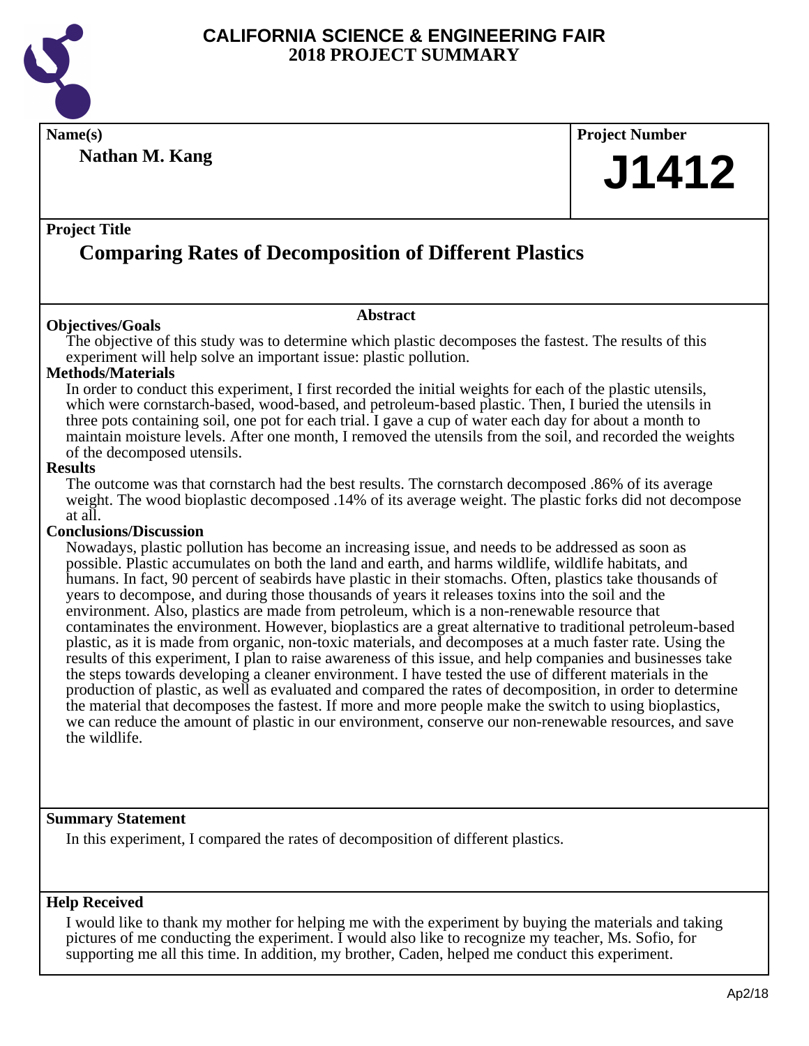# CALIFORNIA SCIENCE & ENGINEERING FAIR
## 2018 PROJECT SUMMARY

**Name(s)**

**Nathan M. Kang**

**Project Number**

**J1412**

**Project Title**

## Comparing Rates of Decomposition of Different Plastics

### Abstract

**Objectives/Goals**

The objective of this study was to determine which plastic decomposes the fastest. The results of this experiment will help solve an important issue: plastic pollution.

**Methods/Materials**

In order to conduct this experiment, I first recorded the initial weights for each of the plastic utensils, which were cornstarch-based, wood-based, and petroleum-based plastic. Then, I buried the utensils in three pots containing soil, one pot for each trial. I gave a cup of water each day for about a month to maintain moisture levels. After one month, I removed the utensils from the soil, and recorded the weights of the decomposed utensils.

**Results**

The outcome was that cornstarch had the best results. The cornstarch decomposed .86% of its average weight. The wood bioplastic decomposed .14% of its average weight. The plastic forks did not decompose at all.

**Conclusions/Discussion**

Nowadays, plastic pollution has become an increasing issue, and needs to be addressed as soon as possible. Plastic accumulates on both the land and earth, and harms wildlife, wildlife habitats, and humans. In fact, 90 percent of seabirds have plastic in their stomachs. Often, plastics take thousands of years to decompose, and during those thousands of years it releases toxins into the soil and the environment. Also, plastics are made from petroleum, which is a non-renewable resource that contaminates the environment. However, bioplastics are a great alternative to traditional petroleum-based plastic, as it is made from organic, non-toxic materials, and decomposes at a much faster rate. Using the results of this experiment, I plan to raise awareness of this issue, and help companies and businesses take the steps towards developing a cleaner environment. I have tested the use of different materials in the production of plastic, as well as evaluated and compared the rates of decomposition, in order to determine the material that decomposes the fastest. If more and more people make the switch to using bioplastics, we can reduce the amount of plastic in our environment, conserve our non-renewable resources, and save the wildlife.

**Summary Statement**

In this experiment, I compared the rates of decomposition of different plastics.

**Help Received**

I would like to thank my mother for helping me with the experiment by buying the materials and taking pictures of me conducting the experiment. I would also like to recognize my teacher, Ms. Sofio, for supporting me all this time. In addition, my brother, Caden, helped me conduct this experiment.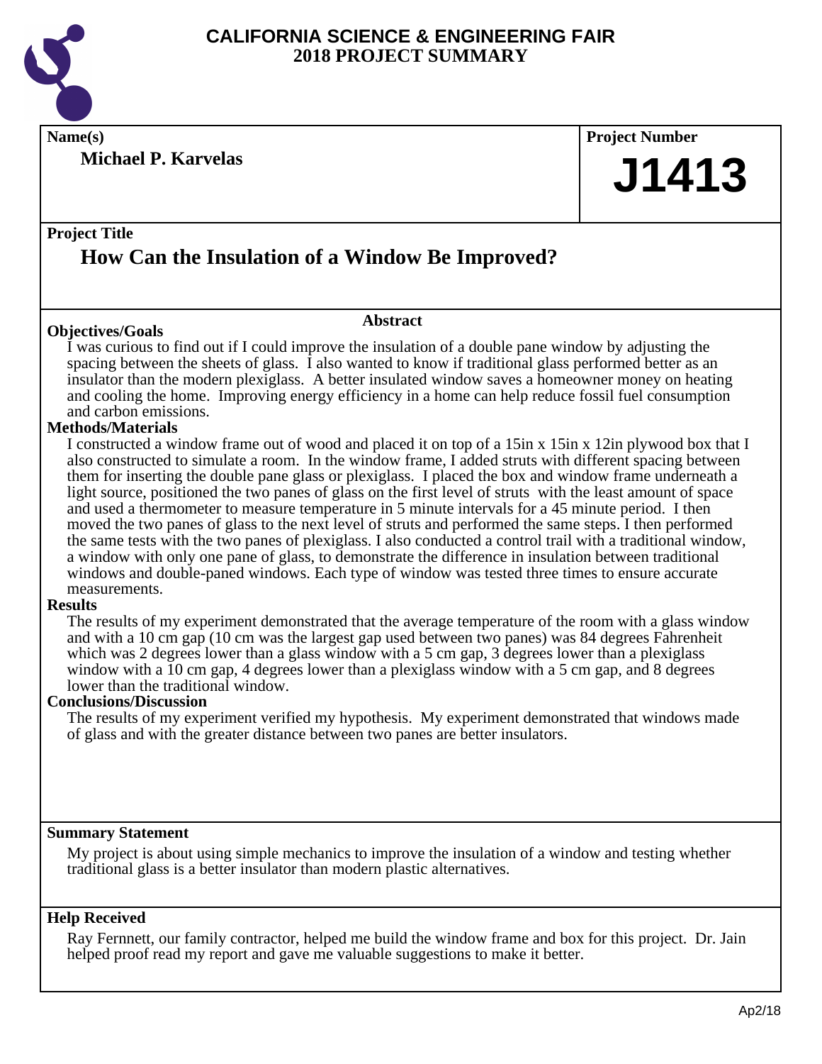# CALIFORNIA SCIENCE & ENGINEERING FAIR
## 2018 PROJECT SUMMARY

**Name(s)**

**Michael P. Karvelas**

**Project Number**

# J1413

**Project Title**

## How Can the Insulation of a Window Be Improved?

### Abstract

**Objectives/Goals**

I was curious to find out if I could improve the insulation of a double pane window by adjusting the spacing between the sheets of glass. I also wanted to know if traditional glass performed better as an insulator than the modern plexiglass. A better insulated window saves a homeowner money on heating and cooling the home. Improving energy efficiency in a home can help reduce fossil fuel consumption and carbon emissions.

**Methods/Materials**

I constructed a window frame out of wood and placed it on top of a 15in x 15in x 12in plywood box that I also constructed to simulate a room. In the window frame, I added struts with different spacing between them for inserting the double pane glass or plexiglass. I placed the box and window frame underneath a light source, positioned the two panes of glass on the first level of struts with the least amount of space and used a thermometer to measure temperature in 5 minute intervals for a 45 minute period. I then moved the two panes of glass to the next level of struts and performed the same steps. I then performed the same tests with the two panes of plexiglass. I also conducted a control trail with a traditional window, a window with only one pane of glass, to demonstrate the difference in insulation between traditional windows and double-paned windows. Each type of window was tested three times to ensure accurate measurements.

**Results**

The results of my experiment demonstrated that the average temperature of the room with a glass window and with a 10 cm gap (10 cm was the largest gap used between two panes) was 84 degrees Fahrenheit which was 2 degrees lower than a glass window with a 5 cm gap, 3 degrees lower than a plexiglass window with a 10 cm gap, 4 degrees lower than a plexiglass window with a 5 cm gap, and 8 degrees lower than the traditional window.

**Conclusions/Discussion**

The results of my experiment verified my hypothesis. My experiment demonstrated that windows made of glass and with the greater distance between two panes are better insulators.

**Summary Statement**

My project is about using simple mechanics to improve the insulation of a window and testing whether traditional glass is a better insulator than modern plastic alternatives.

**Help Received**

Ray Fernnett, our family contractor, helped me build the window frame and box for this project. Dr. Jain helped proof read my report and gave me valuable suggestions to make it better.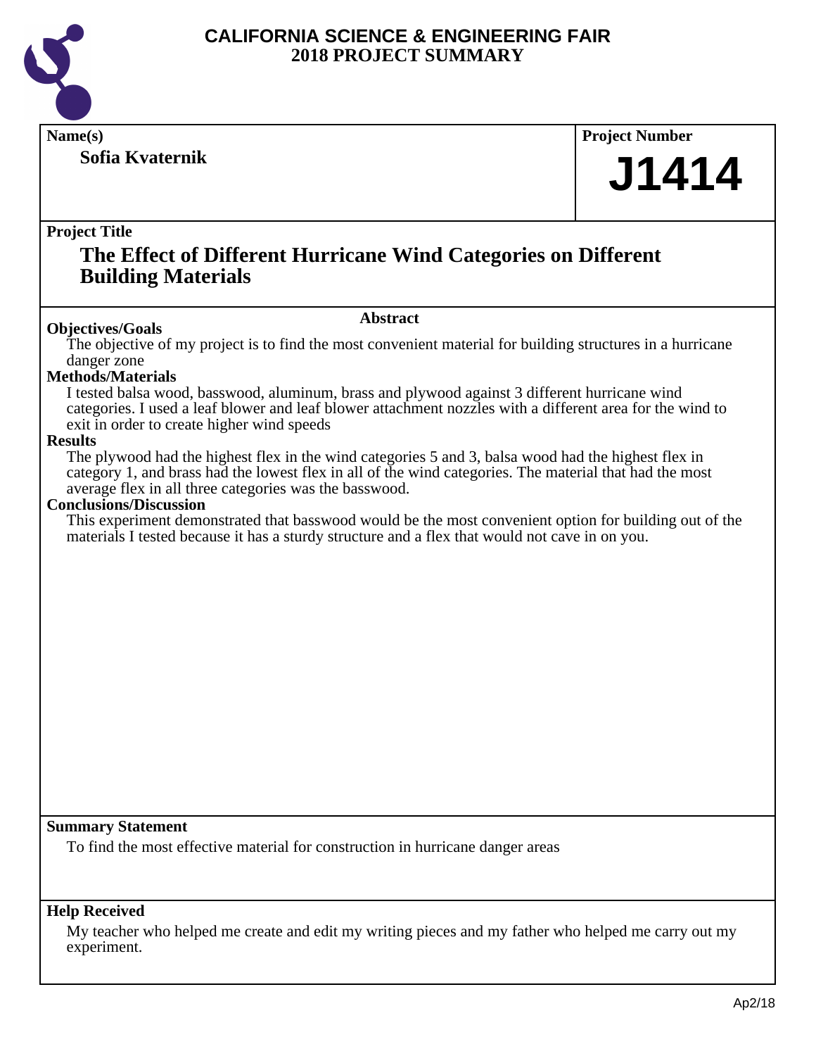# CALIFORNIA SCIENCE & ENGINEERING FAIR
## 2018 PROJECT SUMMARY

**Name(s)**

**Sofia Kvaternik**

**Project Number**

# J1414

**Project Title**

## The Effect of Different Hurricane Wind Categories on Different Building Materials

### Abstract

**Objectives/Goals**

The objective of my project is to find the most convenient material for building structures in a hurricane danger zone

**Methods/Materials**

I tested balsa wood, basswood, aluminum, brass and plywood against 3 different hurricane wind categories. I used a leaf blower and leaf blower attachment nozzles with a different area for the wind to exit in order to create higher wind speeds

**Results**

The plywood had the highest flex in the wind categories 5 and 3, balsa wood had the highest flex in category 1, and brass had the lowest flex in all of the wind categories. The material that had the most average flex in all three categories was the basswood.

**Conclusions/Discussion**

This experiment demonstrated that basswood would be the most convenient option for building out of the materials I tested because it has a sturdy structure and a flex that would not cave in on you.

**Summary Statement**

To find the most effective material for construction in hurricane danger areas

**Help Received**

My teacher who helped me create and edit my writing pieces and my father who helped me carry out my experiment.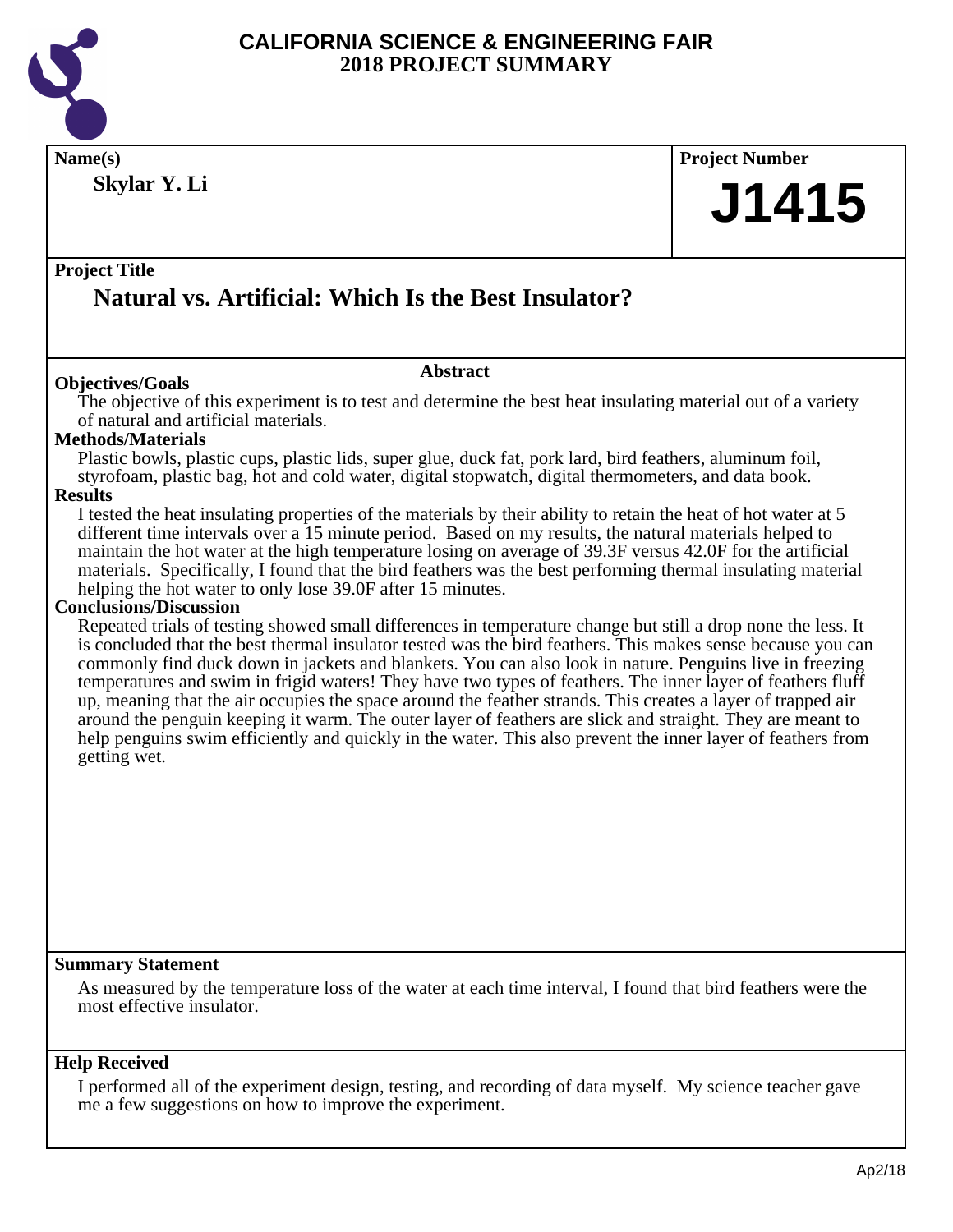# CALIFORNIA SCIENCE & ENGINEERING FAIR
## 2018 PROJECT SUMMARY

**Name(s)**

**Skylar Y. Li**

**Project Number**

# J1415

**Project Title**

## Natural vs. Artificial: Which Is the Best Insulator?

### Abstract

**Objectives/Goals**

The objective of this experiment is to test and determine the best heat insulating material out of a variety of natural and artificial materials.

**Methods/Materials**

Plastic bowls, plastic cups, plastic lids, super glue, duck fat, pork lard, bird feathers, aluminum foil, styrofoam, plastic bag, hot and cold water, digital stopwatch, digital thermometers, and data book.

**Results**

I tested the heat insulating properties of the materials by their ability to retain the heat of hot water at 5 different time intervals over a 15 minute period. Based on my results, the natural materials helped to maintain the hot water at the high temperature losing on average of 39.3F versus 42.0F for the artificial materials. Specifically, I found that the bird feathers was the best performing thermal insulating material helping the hot water to only lose 39.0F after 15 minutes.

**Conclusions/Discussion**

Repeated trials of testing showed small differences in temperature change but still a drop none the less. It is concluded that the best thermal insulator tested was the bird feathers. This makes sense because you can commonly find duck down in jackets and blankets. You can also look in nature. Penguins live in freezing temperatures and swim in frigid waters! They have two types of feathers. The inner layer of feathers fluff up, meaning that the air occupies the space around the feather strands. This creates a layer of trapped air around the penguin keeping it warm. The outer layer of feathers are slick and straight. They are meant to help penguins swim efficiently and quickly in the water. This also prevent the inner layer of feathers from getting wet.

**Summary Statement**

As measured by the temperature loss of the water at each time interval, I found that bird feathers were the most effective insulator.

**Help Received**

I performed all of the experiment design, testing, and recording of data myself. My science teacher gave me a few suggestions on how to improve the experiment.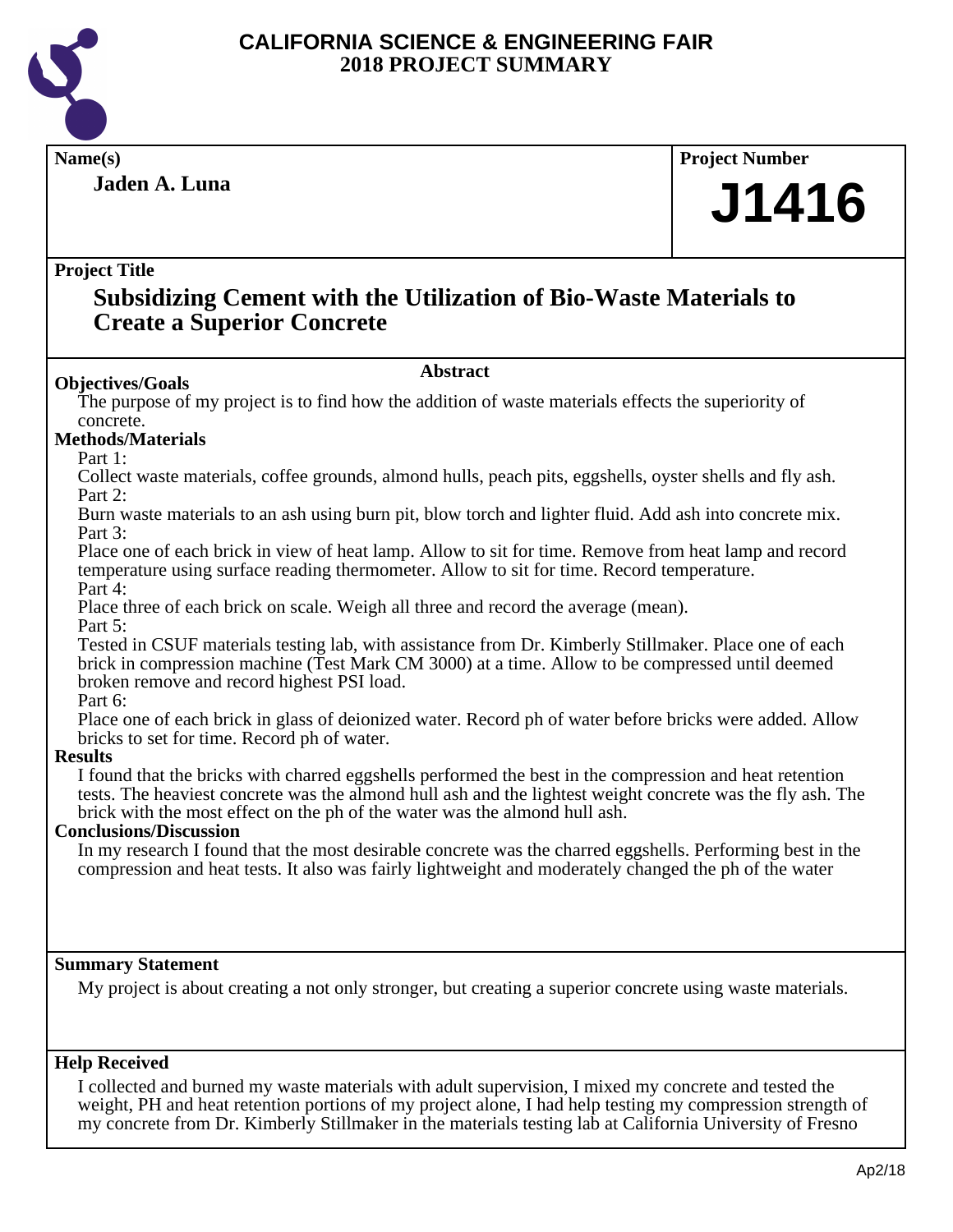# CALIFORNIA SCIENCE & ENGINEERING FAIR
## 2018 PROJECT SUMMARY

**Name(s)**

**Jaden A. Luna**

**Project Number**

**J1416**

**Project Title**

## Subsidizing Cement with the Utilization of Bio-Waste Materials to Create a Superior Concrete

### Abstract

**Objectives/Goals**

The purpose of my project is to find how the addition of waste materials effects the superiority of concrete.

**Methods/Materials**

Part 1:
Collect waste materials, coffee grounds, almond hulls, peach pits, eggshells, oyster shells and fly ash.

Part 2:
Burn waste materials to an ash using burn pit, blow torch and lighter fluid. Add ash into concrete mix.

Part 3:
Place one of each brick in view of heat lamp. Allow to sit for time. Remove from heat lamp and record temperature using surface reading thermometer. Allow to sit for time. Record temperature.

Part 4:
Place three of each brick on scale. Weigh all three and record the average (mean).

Part 5:
Tested in CSUF materials testing lab, with assistance from Dr. Kimberly Stillmaker. Place one of each brick in compression machine (Test Mark CM 3000) at a time. Allow to be compressed until deemed broken remove and record highest PSI load.

Part 6:
Place one of each brick in glass of deionized water. Record ph of water before bricks were added. Allow bricks to set for time. Record ph of water.

**Results**

I found that the bricks with charred eggshells performed the best in the compression and heat retention tests. The heaviest concrete was the almond hull ash and the lightest weight concrete was the fly ash. The brick with the most effect on the ph of the water was the almond hull ash.

**Conclusions/Discussion**

In my research I found that the most desirable concrete was the charred eggshells. Performing best in the compression and heat tests. It also was fairly lightweight and moderately changed the ph of the water

**Summary Statement**

My project is about creating a not only stronger, but creating a superior concrete using waste materials.

**Help Received**

I collected and burned my waste materials with adult supervision, I mixed my concrete and tested the weight, PH and heat retention portions of my project alone, I had help testing my compression strength of my concrete from Dr. Kimberly Stillmaker in the materials testing lab at California University of Fresno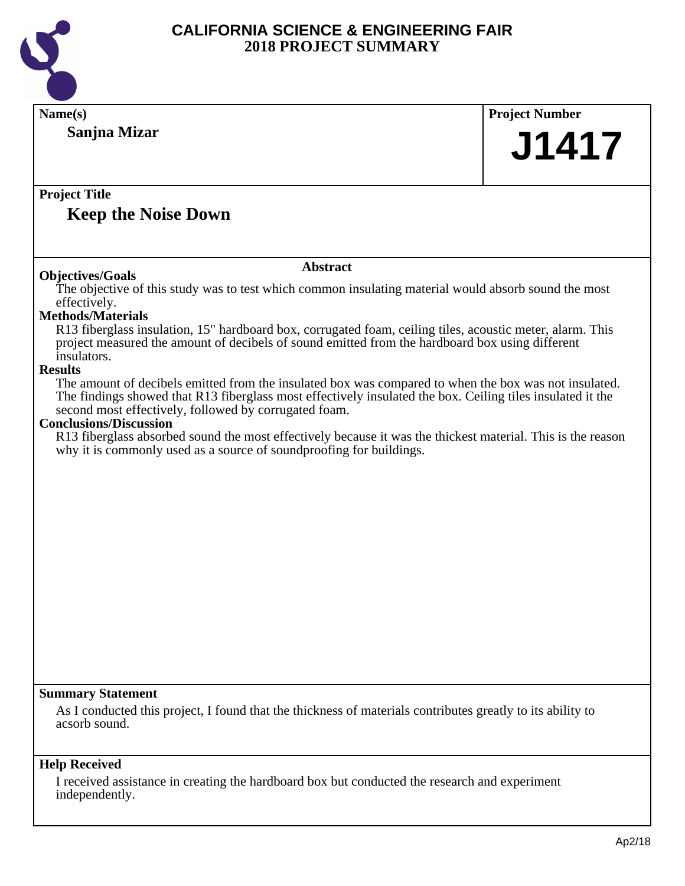# CALIFORNIA SCIENCE & ENGINEERING FAIR
## 2018 PROJECT SUMMARY

**Name(s)**
Sanjna Mizar

**Project Number**
J1417

**Project Title**
Keep the Noise Down

### Abstract

**Objectives/Goals**
The objective of this study was to test which common insulating material would absorb sound the most effectively.

**Methods/Materials**
R13 fiberglass insulation, 15" hardboard box, corrugated foam, ceiling tiles, acoustic meter, alarm. This project measured the amount of decibels of sound emitted from the hardboard box using different insulators.

**Results**
The amount of decibels emitted from the insulated box was compared to when the box was not insulated. The findings showed that R13 fiberglass most effectively insulated the box. Ceiling tiles insulated it the second most effectively, followed by corrugated foam.

**Conclusions/Discussion**
R13 fiberglass absorbed sound the most effectively because it was the thickest material. This is the reason why it is commonly used as a source of soundproofing for buildings.

**Summary Statement**
As I conducted this project, I found that the thickness of materials contributes greatly to its ability to acsorb sound.

**Help Received**
I received assistance in creating the hardboard box but conducted the research and experiment independently.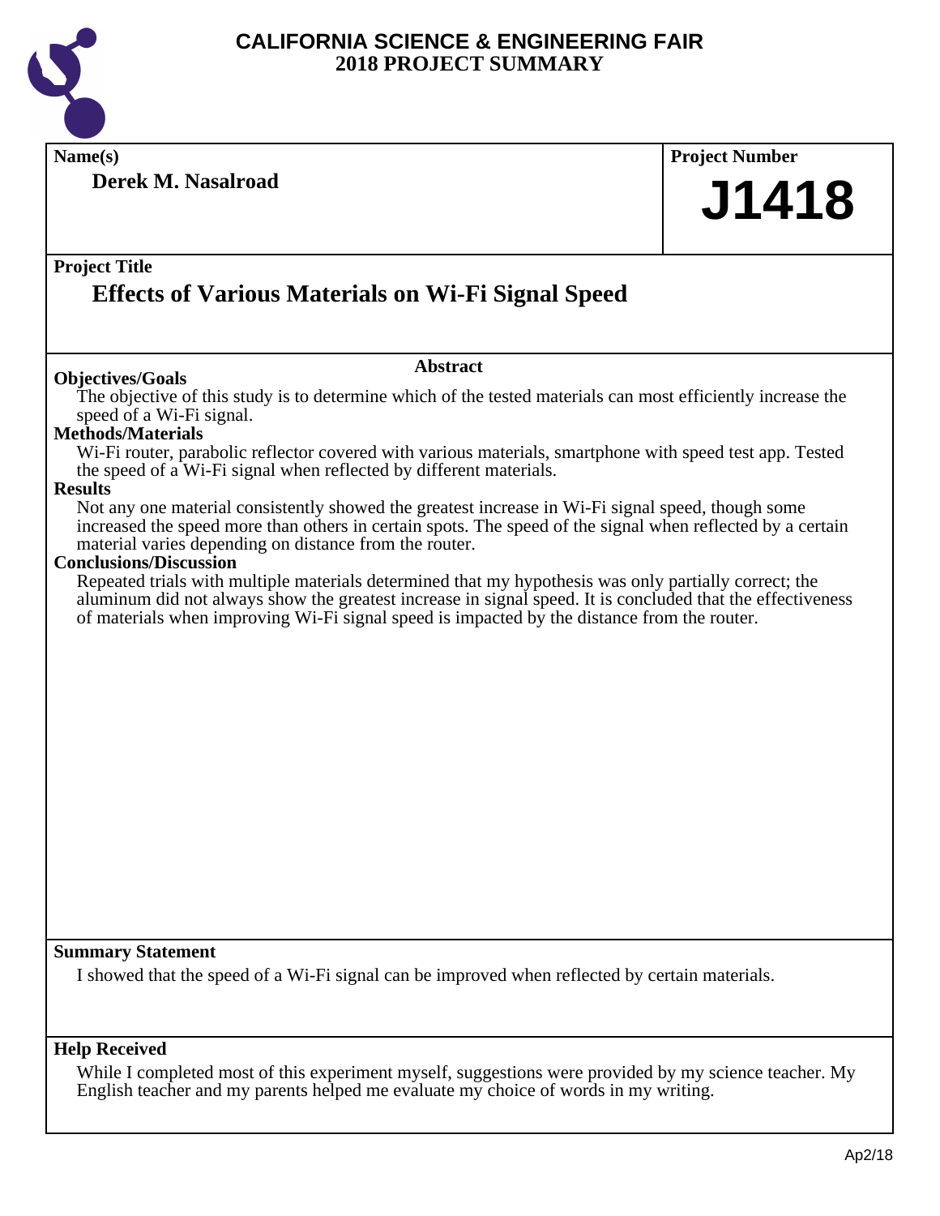# CALIFORNIA SCIENCE & ENGINEERING FAIR
## 2018 PROJECT SUMMARY

**Name(s)**

**Derek M. Nasalroad**

**Project Number**

**J1418**

**Project Title**

## Effects of Various Materials on Wi-Fi Signal Speed

### Abstract

**Objectives/Goals**

The objective of this study is to determine which of the tested materials can most efficiently increase the speed of a Wi-Fi signal.

**Methods/Materials**

Wi-Fi router, parabolic reflector covered with various materials, smartphone with speed test app. Tested the speed of a Wi-Fi signal when reflected by different materials.

**Results**

Not any one material consistently showed the greatest increase in Wi-Fi signal speed, though some increased the speed more than others in certain spots. The speed of the signal when reflected by a certain material varies depending on distance from the router.

**Conclusions/Discussion**

Repeated trials with multiple materials determined that my hypothesis was only partially correct; the aluminum did not always show the greatest increase in signal speed. It is concluded that the effectiveness of materials when improving Wi-Fi signal speed is impacted by the distance from the router.

**Summary Statement**

I showed that the speed of a Wi-Fi signal can be improved when reflected by certain materials.

**Help Received**

While I completed most of this experiment myself, suggestions were provided by my science teacher. My English teacher and my parents helped me evaluate my choice of words in my writing.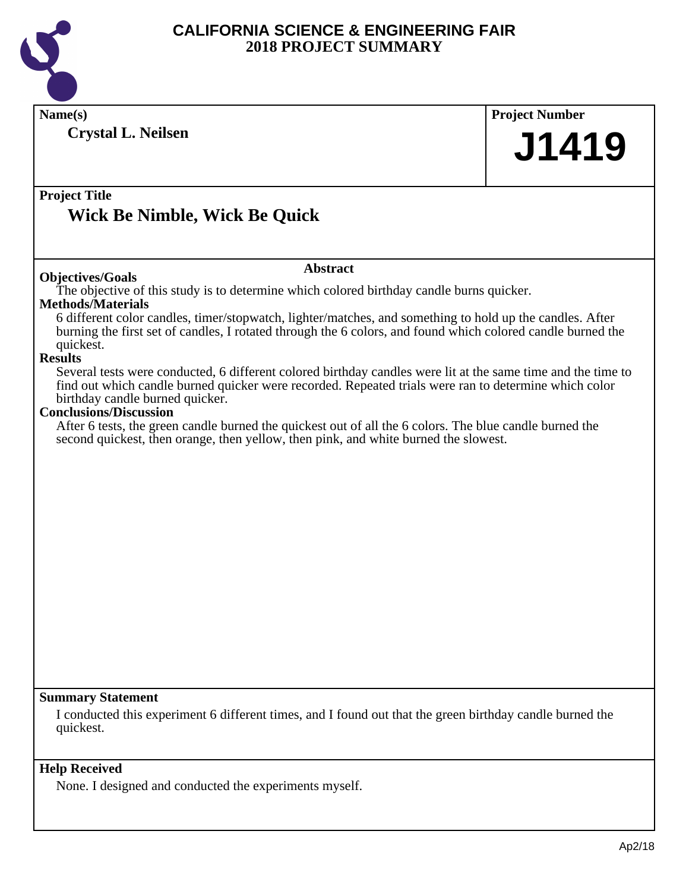# CALIFORNIA SCIENCE & ENGINEERING FAIR
## 2018 PROJECT SUMMARY

**Name(s)**

**Crystal L. Neilsen**

**Project Number**

# J1419

**Project Title**

## Wick Be Nimble, Wick Be Quick

### Abstract

**Objectives/Goals**

The objective of this study is to determine which colored birthday candle burns quicker.

**Methods/Materials**

6 different color candles, timer/stopwatch, lighter/matches, and something to hold up the candles. After burning the first set of candles, I rotated through the 6 colors, and found which colored candle burned the quickest.

**Results**

Several tests were conducted, 6 different colored birthday candles were lit at the same time and the time to find out which candle burned quicker were recorded. Repeated trials were ran to determine which color birthday candle burned quicker.

**Conclusions/Discussion**

After 6 tests, the green candle burned the quickest out of all the 6 colors. The blue candle burned the second quickest, then orange, then yellow, then pink, and white burned the slowest.

**Summary Statement**

I conducted this experiment 6 different times, and I found out that the green birthday candle burned the quickest.

**Help Received**

None. I designed and conducted the experiments myself.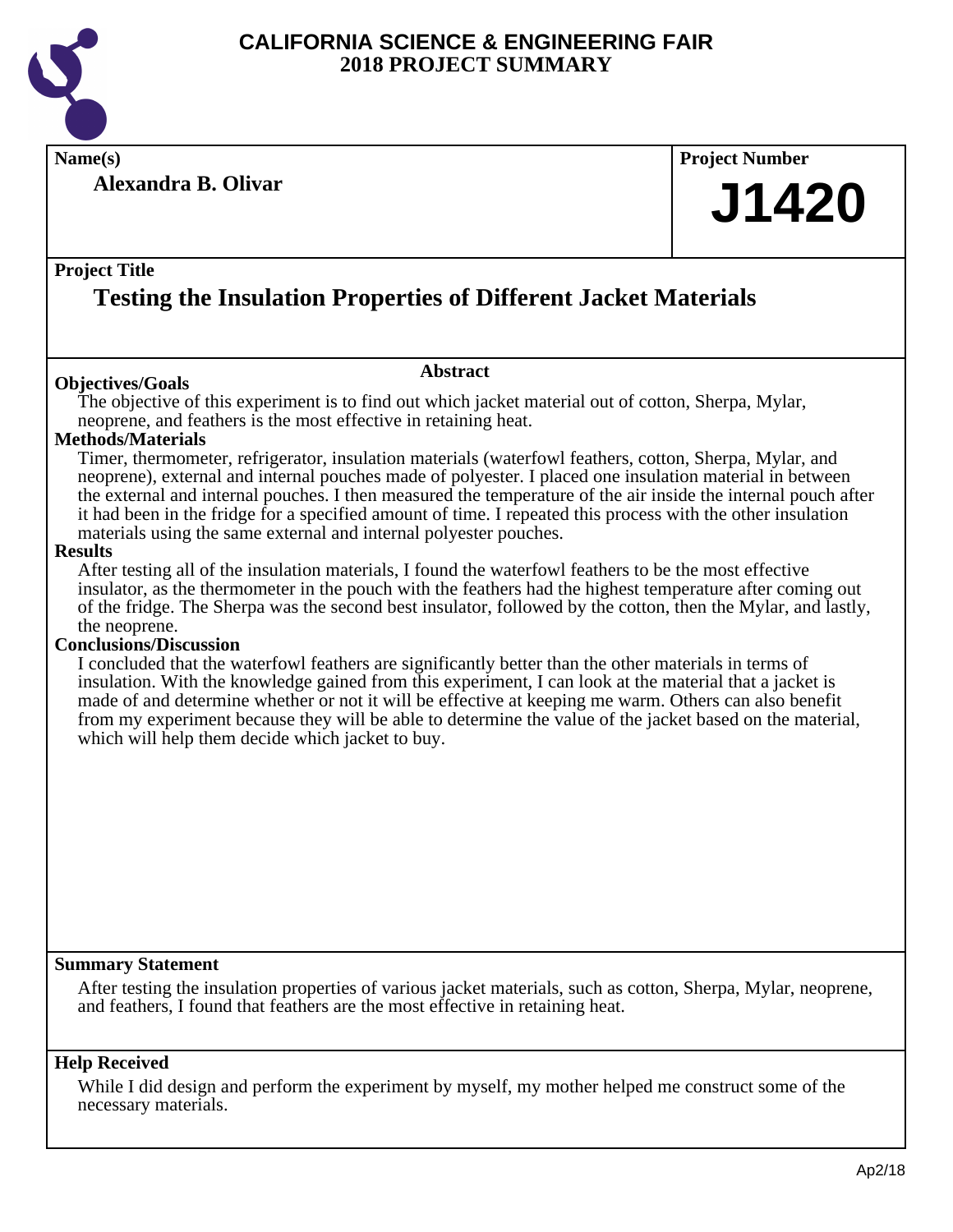# CALIFORNIA SCIENCE & ENGINEERING FAIR
## 2018 PROJECT SUMMARY

**Name(s)**

**Alexandra B. Olivar**

**Project Number**

# J1420

**Project Title**

## Testing the Insulation Properties of Different Jacket Materials

### Abstract

**Objectives/Goals**

The objective of this experiment is to find out which jacket material out of cotton, Sherpa, Mylar, neoprene, and feathers is the most effective in retaining heat.

**Methods/Materials**

Timer, thermometer, refrigerator, insulation materials (waterfowl feathers, cotton, Sherpa, Mylar, and neoprene), external and internal pouches made of polyester. I placed one insulation material in between the external and internal pouches. I then measured the temperature of the air inside the internal pouch after it had been in the fridge for a specified amount of time. I repeated this process with the other insulation materials using the same external and internal polyester pouches.

**Results**

After testing all of the insulation materials, I found the waterfowl feathers to be the most effective insulator, as the thermometer in the pouch with the feathers had the highest temperature after coming out of the fridge. The Sherpa was the second best insulator, followed by the cotton, then the Mylar, and lastly, the neoprene.

**Conclusions/Discussion**

I concluded that the waterfowl feathers are significantly better than the other materials in terms of insulation. With the knowledge gained from this experiment, I can look at the material that a jacket is made of and determine whether or not it will be effective at keeping me warm. Others can also benefit from my experiment because they will be able to determine the value of the jacket based on the material, which will help them decide which jacket to buy.

**Summary Statement**

After testing the insulation properties of various jacket materials, such as cotton, Sherpa, Mylar, neoprene, and feathers, I found that feathers are the most effective in retaining heat.

**Help Received**

While I did design and perform the experiment by myself, my mother helped me construct some of the necessary materials.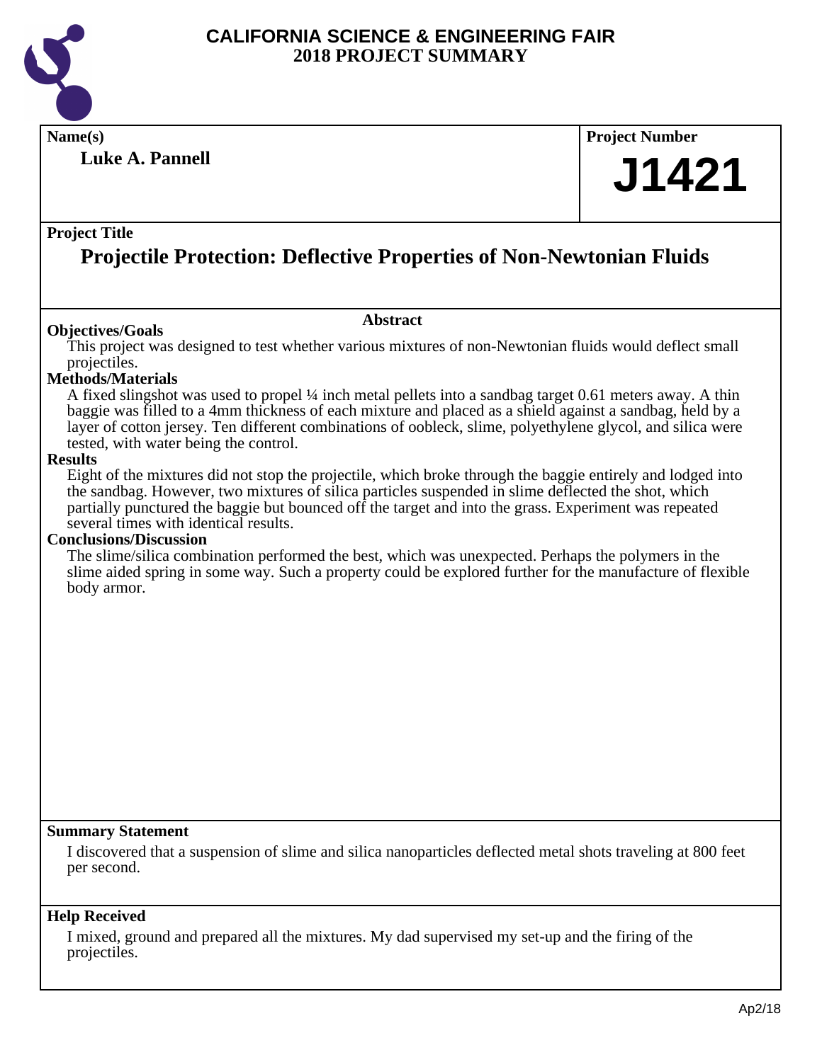# CALIFORNIA SCIENCE & ENGINEERING FAIR
## 2018 PROJECT SUMMARY

**Name(s)**

**Luke A. Pannell**

**Project Number**

**J1421**

**Project Title**

## Projectile Protection: Deflective Properties of Non-Newtonian Fluids

**Abstract**

**Objectives/Goals**

This project was designed to test whether various mixtures of non-Newtonian fluids would deflect small projectiles.

**Methods/Materials**

A fixed slingshot was used to propel ¼ inch metal pellets into a sandbag target 0.61 meters away. A thin baggie was filled to a 4mm thickness of each mixture and placed as a shield against a sandbag, held by a layer of cotton jersey. Ten different combinations of oobleck, slime, polyethylene glycol, and silica were tested, with water being the control.

**Results**

Eight of the mixtures did not stop the projectile, which broke through the baggie entirely and lodged into the sandbag. However, two mixtures of silica particles suspended in slime deflected the shot, which partially punctured the baggie but bounced off the target and into the grass. Experiment was repeated several times with identical results.

**Conclusions/Discussion**

The slime/silica combination performed the best, which was unexpected. Perhaps the polymers in the slime aided spring in some way. Such a property could be explored further for the manufacture of flexible body armor.

**Summary Statement**

I discovered that a suspension of slime and silica nanoparticles deflected metal shots traveling at 800 feet per second.

**Help Received**

I mixed, ground and prepared all the mixtures. My dad supervised my set-up and the firing of the projectiles.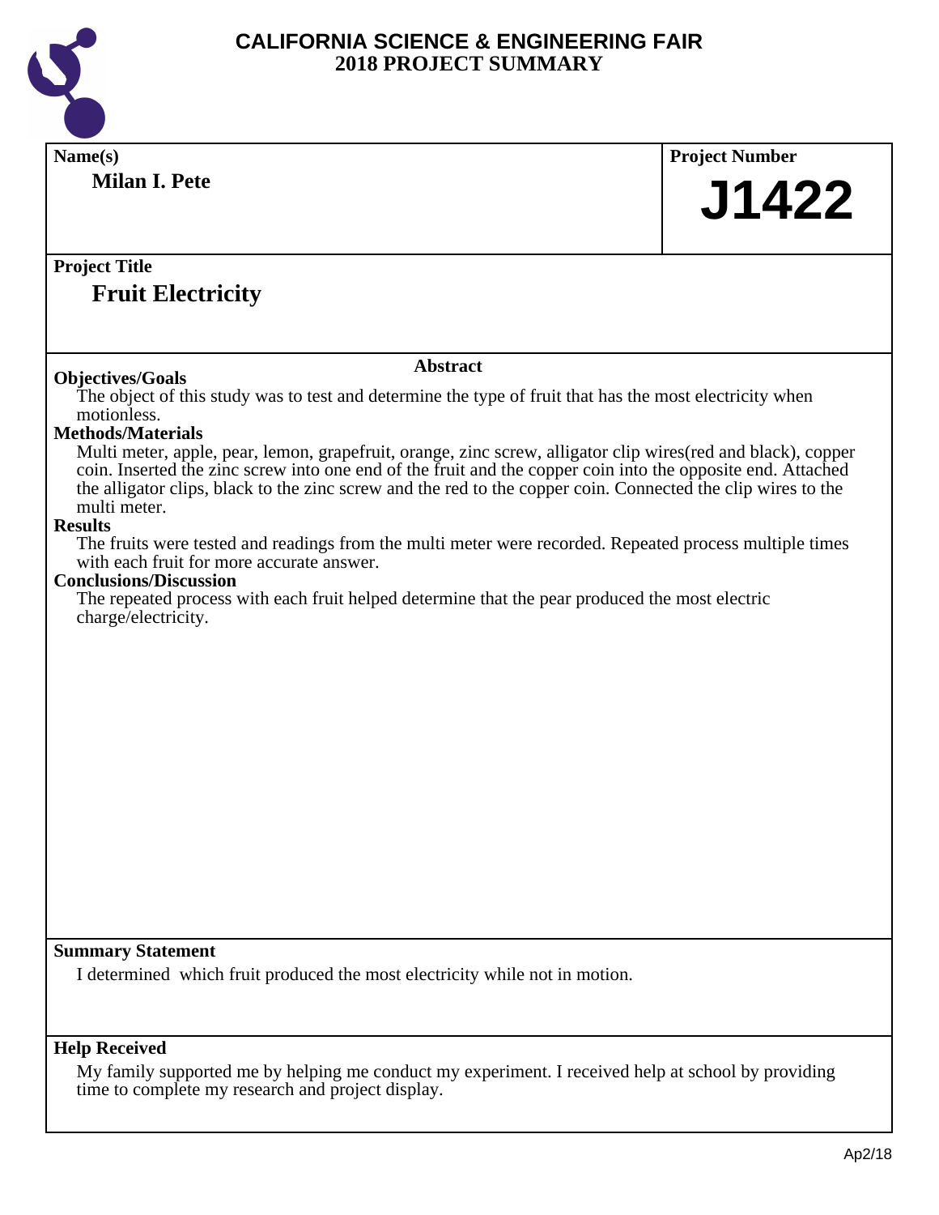# CALIFORNIA SCIENCE & ENGINEERING FAIR
## 2018 PROJECT SUMMARY

**Name(s)**

**Milan I. Pete**

**Project Number**

**J1422**

**Project Title**

**Fruit Electricity**

**Abstract**

**Objectives/Goals**

The object of this study was to test and determine the type of fruit that has the most electricity when motionless.

**Methods/Materials**

Multi meter, apple, pear, lemon, grapefruit, orange, zinc screw, alligator clip wires(red and black), copper coin. Inserted the zinc screw into one end of the fruit and the copper coin into the opposite end. Attached the alligator clips, black to the zinc screw and the red to the copper coin. Connected the clip wires to the multi meter.

**Results**

The fruits were tested and readings from the multi meter were recorded. Repeated process multiple times with each fruit for more accurate answer.

**Conclusions/Discussion**

The repeated process with each fruit helped determine that the pear produced the most electric charge/electricity.

**Summary Statement**

I determined which fruit produced the most electricity while not in motion.

**Help Received**

My family supported me by helping me conduct my experiment. I received help at school by providing time to complete my research and project display.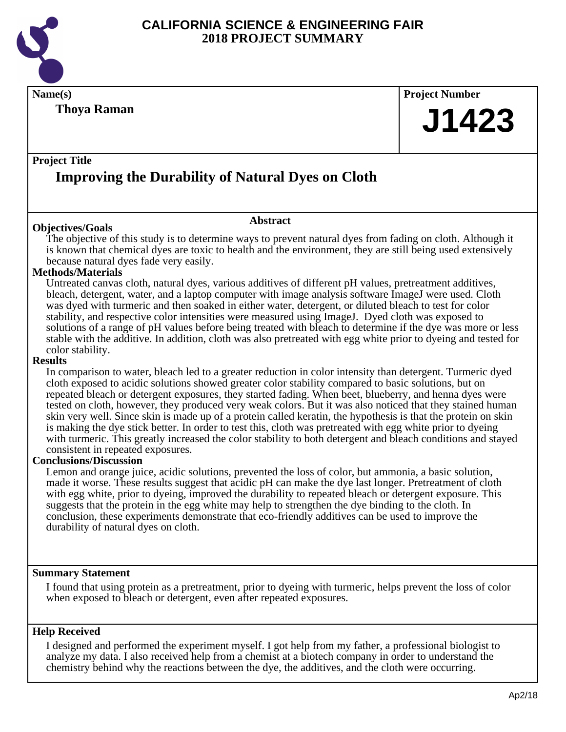# CALIFORNIA SCIENCE & ENGINEERING FAIR
## 2018 PROJECT SUMMARY

**Name(s)**

**Thoya Raman**

**Project Number**

**J1423**

**Project Title**

## Improving the Durability of Natural Dyes on Cloth

**Abstract**

### Objectives/Goals

The objective of this study is to determine ways to prevent natural dyes from fading on cloth. Although it is known that chemical dyes are toxic to health and the environment, they are still being used extensively because natural dyes fade very easily.

### Methods/Materials

Untreated canvas cloth, natural dyes, various additives of different pH values, pretreatment additives, bleach, detergent, water, and a laptop computer with image analysis software ImageJ were used. Cloth was dyed with turmeric and then soaked in either water, detergent, or diluted bleach to test for color stability, and respective color intensities were measured using ImageJ. Dyed cloth was exposed to solutions of a range of pH values before being treated with bleach to determine if the dye was more or less stable with the additive. In addition, cloth was also pretreated with egg white prior to dyeing and tested for color stability.

### Results

In comparison to water, bleach led to a greater reduction in color intensity than detergent. Turmeric dyed cloth exposed to acidic solutions showed greater color stability compared to basic solutions, but on repeated bleach or detergent exposures, they started fading. When beet, blueberry, and henna dyes were tested on cloth, however, they produced very weak colors. But it was also noticed that they stained human skin very well. Since skin is made up of a protein called keratin, the hypothesis is that the protein on skin is making the dye stick better. In order to test this, cloth was pretreated with egg white prior to dyeing with turmeric. This greatly increased the color stability to both detergent and bleach conditions and stayed consistent in repeated exposures.

### Conclusions/Discussion

Lemon and orange juice, acidic solutions, prevented the loss of color, but ammonia, a basic solution, made it worse. These results suggest that acidic pH can make the dye last longer. Pretreatment of cloth with egg white, prior to dyeing, improved the durability to repeated bleach or detergent exposure. This suggests that the protein in the egg white may help to strengthen the dye binding to the cloth. In conclusion, these experiments demonstrate that eco-friendly additives can be used to improve the durability of natural dyes on cloth.

### Summary Statement

I found that using protein as a pretreatment, prior to dyeing with turmeric, helps prevent the loss of color when exposed to bleach or detergent, even after repeated exposures.

### Help Received

I designed and performed the experiment myself. I got help from my father, a professional biologist to analyze my data. I also received help from a chemist at a biotech company in order to understand the chemistry behind why the reactions between the dye, the additives, and the cloth were occurring.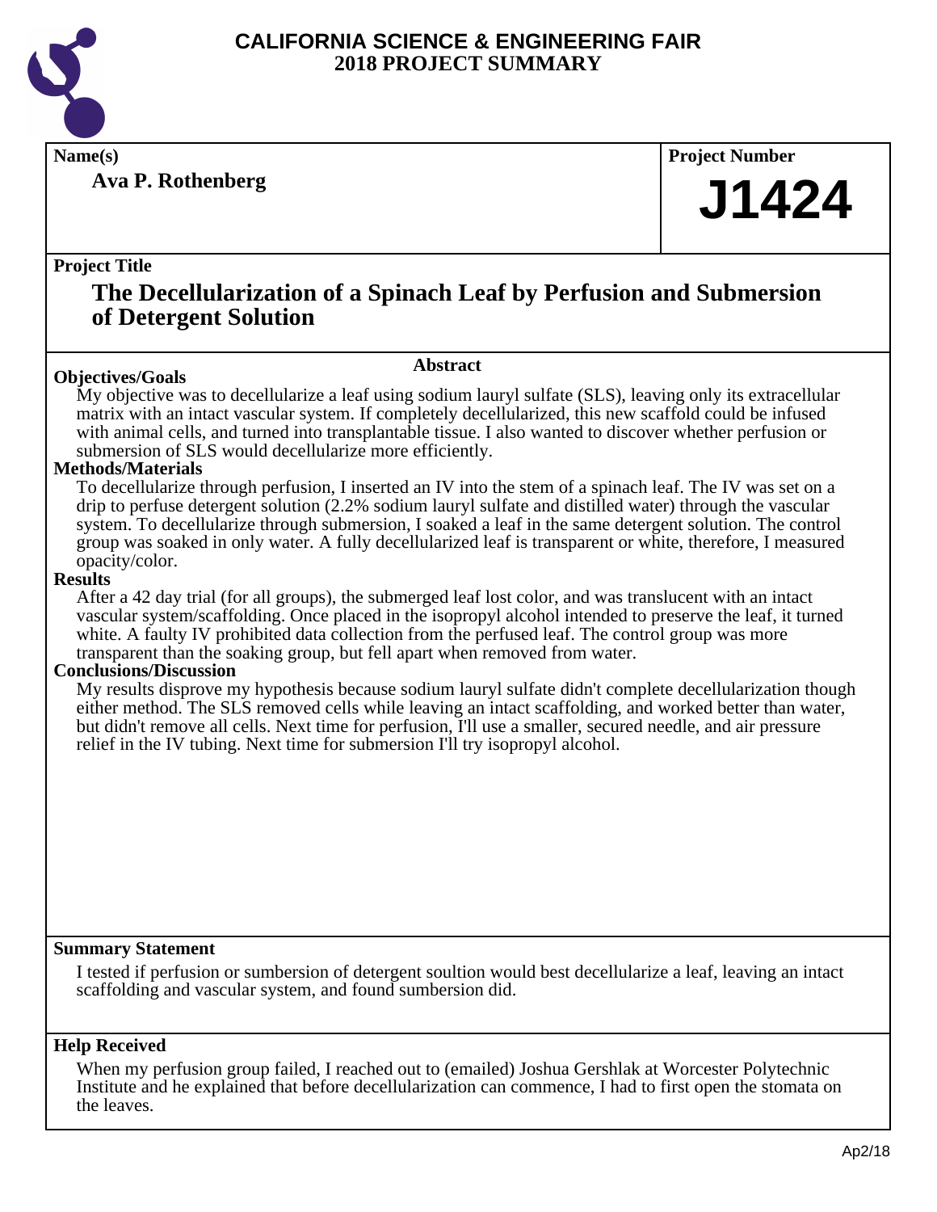# CALIFORNIA SCIENCE & ENGINEERING FAIR
# 2018 PROJECT SUMMARY

**Name(s)**

**Ava P. Rothenberg**

**Project Number**

**J1424**

**Project Title**

## The Decellularization of a Spinach Leaf by Perfusion and Submersion of Detergent Solution

### Abstract

**Objectives/Goals**

My objective was to decellularize a leaf using sodium lauryl sulfate (SLS), leaving only its extracellular matrix with an intact vascular system. If completely decellularized, this new scaffold could be infused with animal cells, and turned into transplantable tissue. I also wanted to discover whether perfusion or submersion of SLS would decellularize more efficiently.

**Methods/Materials**

To decellularize through perfusion, I inserted an IV into the stem of a spinach leaf. The IV was set on a drip to perfuse detergent solution (2.2% sodium lauryl sulfate and distilled water) through the vascular system. To decellularize through submersion, I soaked a leaf in the same detergent solution. The control group was soaked in only water. A fully decellularized leaf is transparent or white, therefore, I measured opacity/color.

**Results**

After a 42 day trial (for all groups), the submerged leaf lost color, and was translucent with an intact vascular system/scaffolding. Once placed in the isopropyl alcohol intended to preserve the leaf, it turned white. A faulty IV prohibited data collection from the perfused leaf. The control group was more transparent than the soaking group, but fell apart when removed from water.

**Conclusions/Discussion**

My results disprove my hypothesis because sodium lauryl sulfate didn't complete decellularization though either method. The SLS removed cells while leaving an intact scaffolding, and worked better than water, but didn't remove all cells. Next time for perfusion, I'll use a smaller, secured needle, and air pressure relief in the IV tubing. Next time for submersion I'll try isopropyl alcohol.

**Summary Statement**

I tested if perfusion or sumbersion of detergent soultion would best decellularize a leaf, leaving an intact scaffolding and vascular system, and found sumbersion did.

**Help Received**

When my perfusion group failed, I reached out to (emailed) Joshua Gershlak at Worcester Polytechnic Institute and he explained that before decellularization can commence, I had to first open the stomata on the leaves.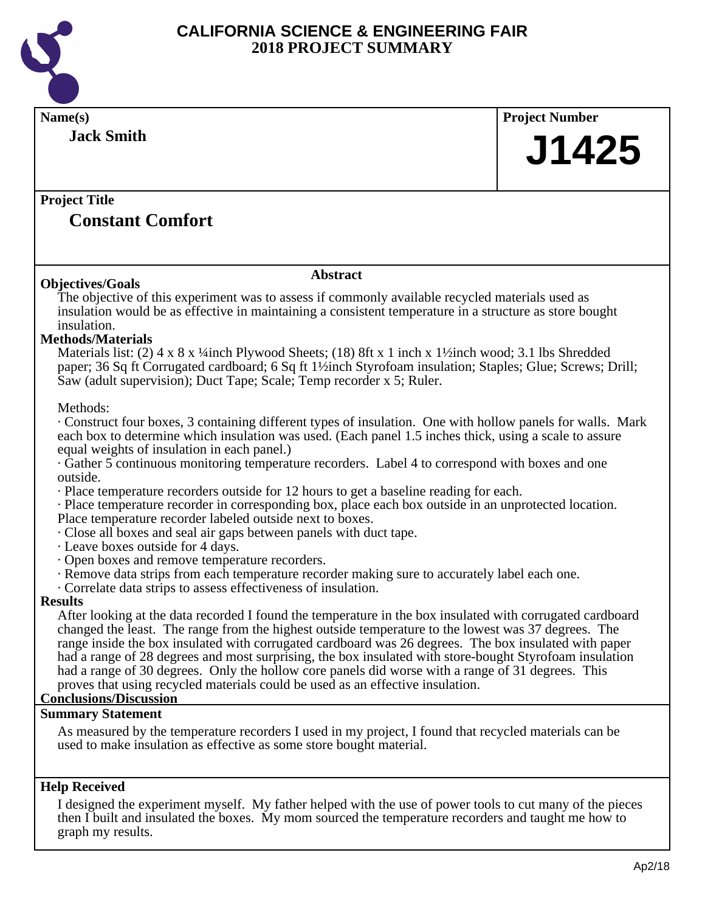# CALIFORNIA SCIENCE & ENGINEERING FAIR
## 2018 PROJECT SUMMARY

**Name(s)**

**Jack Smith**

**Project Number**

**J1425**

**Project Title**

## Constant Comfort

### Abstract

**Objectives/Goals**

The objective of this experiment was to assess if commonly available recycled materials used as insulation would be as effective in maintaining a consistent temperature in a structure as store bought insulation.

**Methods/Materials**

Materials list: (2) 4 x 8 x ¼inch Plywood Sheets; (18) 8ft x 1 inch x 1½inch wood; 3.1 lbs Shredded paper; 36 Sq ft Corrugated cardboard; 6 Sq ft 1½inch Styrofoam insulation; Staples; Glue; Screws; Drill; Saw (adult supervision); Duct Tape; Scale; Temp recorder x 5; Ruler.

Methods:

- Construct four boxes, 3 containing different types of insulation. One with hollow panels for walls. Mark each box to determine which insulation was used. (Each panel 1.5 inches thick, using a scale to assure equal weights of insulation in each panel.)
- Gather 5 continuous monitoring temperature recorders. Label 4 to correspond with boxes and one outside.
- Place temperature recorders outside for 12 hours to get a baseline reading for each.
- Place temperature recorder in corresponding box, place each box outside in an unprotected location. Place temperature recorder labeled outside next to boxes.
- Close all boxes and seal air gaps between panels with duct tape.
- Leave boxes outside for 4 days.
- Open boxes and remove temperature recorders.
- Remove data strips from each temperature recorder making sure to accurately label each one.
- Correlate data strips to assess effectiveness of insulation.

**Results**

After looking at the data recorded I found the temperature in the box insulated with corrugated cardboard changed the least. The range from the highest outside temperature to the lowest was 37 degrees. The range inside the box insulated with corrugated cardboard was 26 degrees. The box insulated with paper had a range of 28 degrees and most surprising, the box insulated with store-bought Styrofoam insulation had a range of 30 degrees. Only the hollow core panels did worse with a range of 31 degrees. This proves that using recycled materials could be used as an effective insulation.

**Conclusions/Discussion**

**Summary Statement**

As measured by the temperature recorders I used in my project, I found that recycled materials can be used to make insulation as effective as some store bought material.

**Help Received**

I designed the experiment myself. My father helped with the use of power tools to cut many of the pieces then I built and insulated the boxes. My mom sourced the temperature recorders and taught me how to graph my results.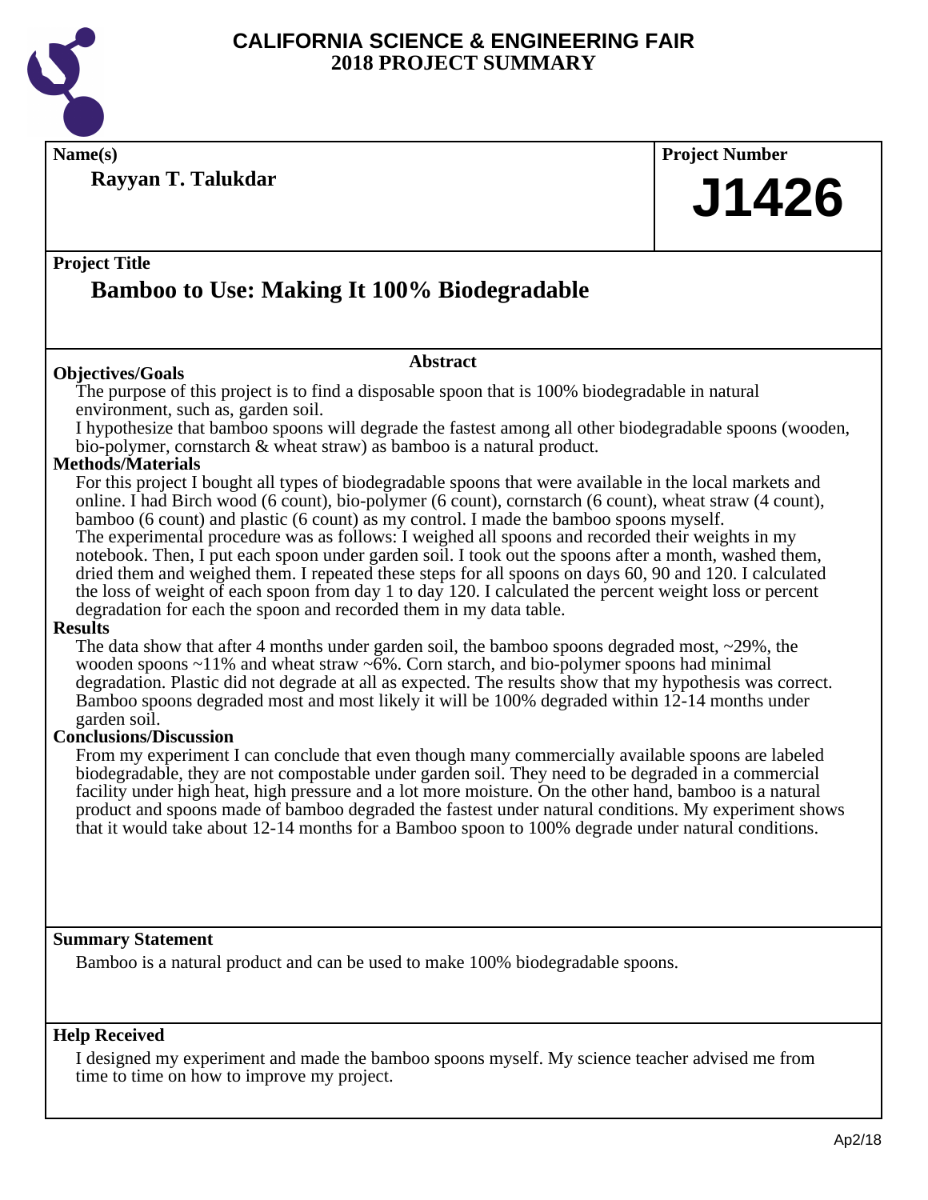# CALIFORNIA SCIENCE & ENGINEERING FAIR
# 2018 PROJECT SUMMARY

**Name(s)**

**Rayyan T. Talukdar**

**Project Number**

**J1426**

**Project Title**

## Bamboo to Use: Making It 100% Biodegradable

### Abstract

**Objectives/Goals**

The purpose of this project is to find a disposable spoon that is 100% biodegradable in natural environment, such as, garden soil.

I hypothesize that bamboo spoons will degrade the fastest among all other biodegradable spoons (wooden, bio-polymer, cornstarch & wheat straw) as bamboo is a natural product.

**Methods/Materials**

For this project I bought all types of biodegradable spoons that were available in the local markets and online. I had Birch wood (6 count), bio-polymer (6 count), cornstarch (6 count), wheat straw (4 count), bamboo (6 count) and plastic (6 count) as my control. I made the bamboo spoons myself.

The experimental procedure was as follows: I weighed all spoons and recorded their weights in my notebook. Then, I put each spoon under garden soil. I took out the spoons after a month, washed them, dried them and weighed them. I repeated these steps for all spoons on days 60, 90 and 120. I calculated the loss of weight of each spoon from day 1 to day 120. I calculated the percent weight loss or percent degradation for each the spoon and recorded them in my data table.

**Results**

The data show that after 4 months under garden soil, the bamboo spoons degraded most, ~29%, the wooden spoons ~11% and wheat straw ~6%. Corn starch, and bio-polymer spoons had minimal degradation. Plastic did not degrade at all as expected. The results show that my hypothesis was correct. Bamboo spoons degraded most and most likely it will be 100% degraded within 12-14 months under garden soil.

**Conclusions/Discussion**

From my experiment I can conclude that even though many commercially available spoons are labeled biodegradable, they are not compostable under garden soil. They need to be degraded in a commercial facility under high heat, high pressure and a lot more moisture. On the other hand, bamboo is a natural product and spoons made of bamboo degraded the fastest under natural conditions. My experiment shows that it would take about 12-14 months for a Bamboo spoon to 100% degrade under natural conditions.

**Summary Statement**

Bamboo is a natural product and can be used to make 100% biodegradable spoons.

**Help Received**

I designed my experiment and made the bamboo spoons myself. My science teacher advised me from time to time on how to improve my project.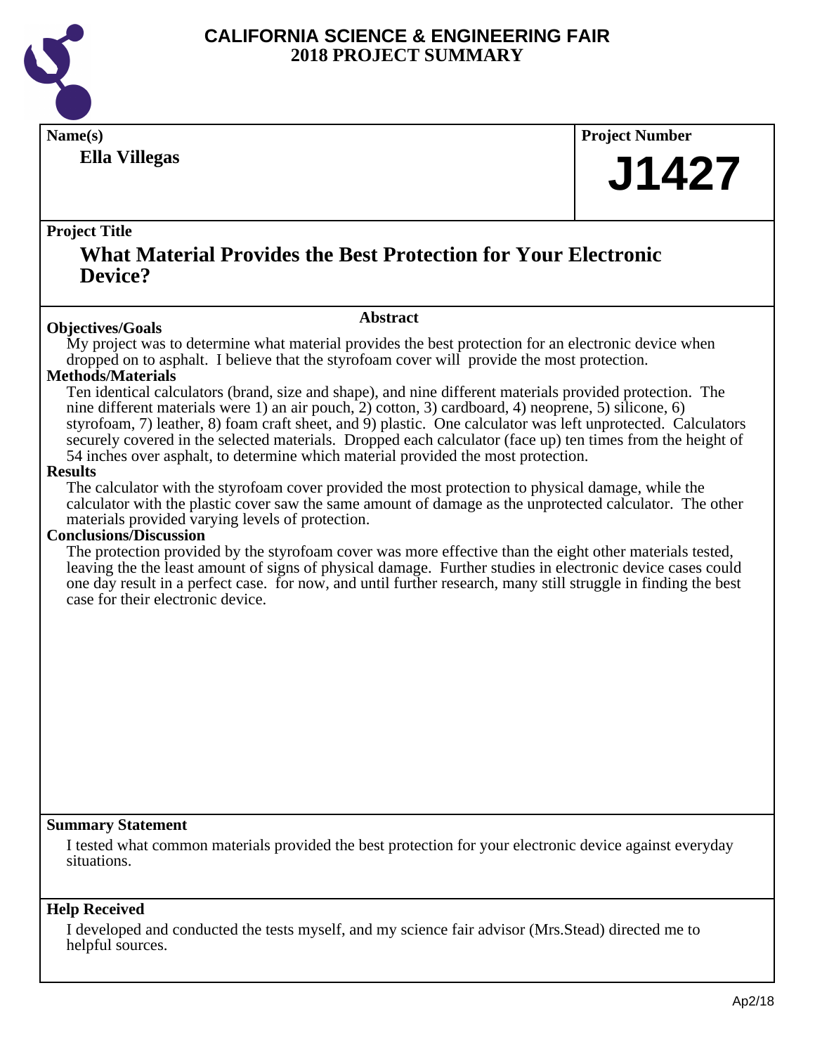# CALIFORNIA SCIENCE & ENGINEERING FAIR
# 2018 PROJECT SUMMARY

**Name(s)**

**Ella Villegas**

**Project Number**

**J1427**

**Project Title**

## What Material Provides the Best Protection for Your Electronic Device?

### Abstract

**Objectives/Goals**

My project was to determine what material provides the best protection for an electronic device when dropped on to asphalt. I believe that the styrofoam cover will provide the most protection.

**Methods/Materials**

Ten identical calculators (brand, size and shape), and nine different materials provided protection. The nine different materials were 1) an air pouch, 2) cotton, 3) cardboard, 4) neoprene, 5) silicone, 6) styrofoam, 7) leather, 8) foam craft sheet, and 9) plastic. One calculator was left unprotected. Calculators securely covered in the selected materials. Dropped each calculator (face up) ten times from the height of 54 inches over asphalt, to determine which material provided the most protection.

**Results**

The calculator with the styrofoam cover provided the most protection to physical damage, while the calculator with the plastic cover saw the same amount of damage as the unprotected calculator. The other materials provided varying levels of protection.

**Conclusions/Discussion**

The protection provided by the styrofoam cover was more effective than the eight other materials tested, leaving the the least amount of signs of physical damage. Further studies in electronic device cases could one day result in a perfect case. for now, and until further research, many still struggle in finding the best case for their electronic device.

**Summary Statement**

I tested what common materials provided the best protection for your electronic device against everyday situations.

**Help Received**

I developed and conducted the tests myself, and my science fair advisor (Mrs.Stead) directed me to helpful sources.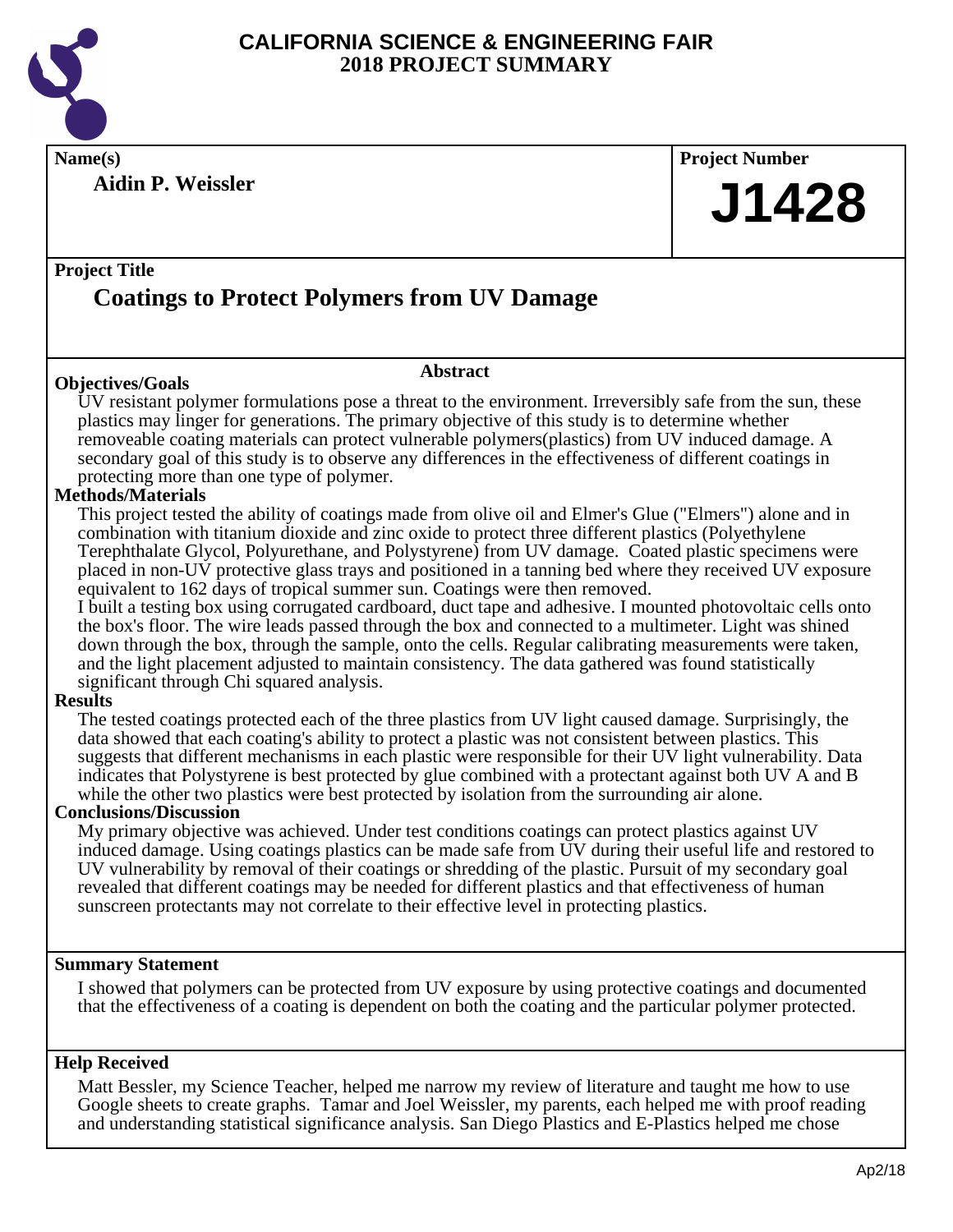# CALIFORNIA SCIENCE & ENGINEERING FAIR
## 2018 PROJECT SUMMARY

**Name(s)**

**Aidin P. Weissler**

**Project Number**

**J1428**

**Project Title**

## Coatings to Protect Polymers from UV Damage

**Abstract**

**Objectives/Goals**

UV resistant polymer formulations pose a threat to the environment. Irreversibly safe from the sun, these plastics may linger for generations. The primary objective of this study is to determine whether removeable coating materials can protect vulnerable polymers(plastics) from UV induced damage. A secondary goal of this study is to observe any differences in the effectiveness of different coatings in protecting more than one type of polymer.

**Methods/Materials**

This project tested the ability of coatings made from olive oil and Elmer's Glue ("Elmers") alone and in combination with titanium dioxide and zinc oxide to protect three different plastics (Polyethylene Terephthalate Glycol, Polyurethane, and Polystyrene) from UV damage. Coated plastic specimens were placed in non-UV protective glass trays and positioned in a tanning bed where they received UV exposure equivalent to 162 days of tropical summer sun. Coatings were then removed.

I built a testing box using corrugated cardboard, duct tape and adhesive. I mounted photovoltaic cells onto the box's floor. The wire leads passed through the box and connected to a multimeter. Light was shined down through the box, through the sample, onto the cells. Regular calibrating measurements were taken, and the light placement adjusted to maintain consistency. The data gathered was found statistically significant through Chi squared analysis.

**Results**

The tested coatings protected each of the three plastics from UV light caused damage. Surprisingly, the data showed that each coating's ability to protect a plastic was not consistent between plastics. This suggests that different mechanisms in each plastic were responsible for their UV light vulnerability. Data indicates that Polystyrene is best protected by glue combined with a protectant against both UV A and B while the other two plastics were best protected by isolation from the surrounding air alone.

**Conclusions/Discussion**

My primary objective was achieved. Under test conditions coatings can protect plastics against UV induced damage. Using coatings plastics can be made safe from UV during their useful life and restored to UV vulnerability by removal of their coatings or shredding of the plastic. Pursuit of my secondary goal revealed that different coatings may be needed for different plastics and that effectiveness of human sunscreen protectants may not correlate to their effective level in protecting plastics.

**Summary Statement**

I showed that polymers can be protected from UV exposure by using protective coatings and documented that the effectiveness of a coating is dependent on both the coating and the particular polymer protected.

**Help Received**

Matt Bessler, my Science Teacher, helped me narrow my review of literature and taught me how to use Google sheets to create graphs. Tamar and Joel Weissler, my parents, each helped me with proof reading and understanding statistical significance analysis. San Diego Plastics and E-Plastics helped me chose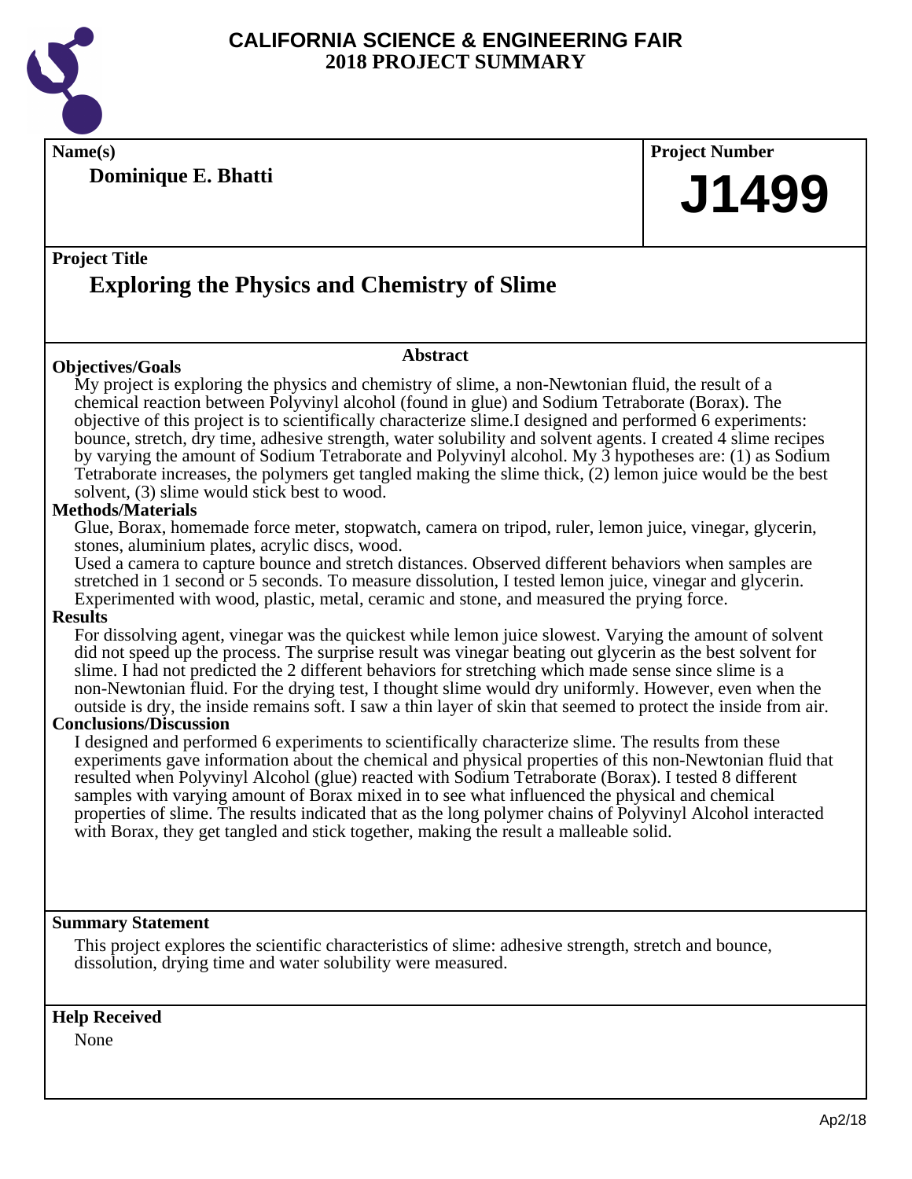# CALIFORNIA SCIENCE & ENGINEERING FAIR
# 2018 PROJECT SUMMARY

**Name(s)**

**Dominique E. Bhatti**

**Project Number**

**J1499**

**Project Title**

## Exploring the Physics and Chemistry of Slime

**Abstract**

### Objectives/Goals

My project is exploring the physics and chemistry of slime, a non-Newtonian fluid, the result of a chemical reaction between Polyvinyl alcohol (found in glue) and Sodium Tetraborate (Borax). The objective of this project is to scientifically characterize slime.I designed and performed 6 experiments: bounce, stretch, dry time, adhesive strength, water solubility and solvent agents. I created 4 slime recipes by varying the amount of Sodium Tetraborate and Polyvinyl alcohol. My 3 hypotheses are: (1) as Sodium Tetraborate increases, the polymers get tangled making the slime thick, (2) lemon juice would be the best solvent, (3) slime would stick best to wood.

### Methods/Materials

Glue, Borax, homemade force meter, stopwatch, camera on tripod, ruler, lemon juice, vinegar, glycerin, stones, aluminium plates, acrylic discs, wood.

Used a camera to capture bounce and stretch distances. Observed different behaviors when samples are stretched in 1 second or 5 seconds. To measure dissolution, I tested lemon juice, vinegar and glycerin. Experimented with wood, plastic, metal, ceramic and stone, and measured the prying force.

### Results

For dissolving agent, vinegar was the quickest while lemon juice slowest. Varying the amount of solvent did not speed up the process. The surprise result was vinegar beating out glycerin as the best solvent for slime. I had not predicted the 2 different behaviors for stretching which made sense since slime is a non-Newtonian fluid. For the drying test, I thought slime would dry uniformly. However, even when the outside is dry, the inside remains soft. I saw a thin layer of skin that seemed to protect the inside from air.

### Conclusions/Discussion

I designed and performed 6 experiments to scientifically characterize slime. The results from these experiments gave information about the chemical and physical properties of this non-Newtonian fluid that resulted when Polyvinyl Alcohol (glue) reacted with Sodium Tetraborate (Borax). I tested 8 different samples with varying amount of Borax mixed in to see what influenced the physical and chemical properties of slime. The results indicated that as the long polymer chains of Polyvinyl Alcohol interacted with Borax, they get tangled and stick together, making the result a malleable solid.

### Summary Statement

This project explores the scientific characteristics of slime: adhesive strength, stretch and bounce, dissolution, drying time and water solubility were measured.

### Help Received

None